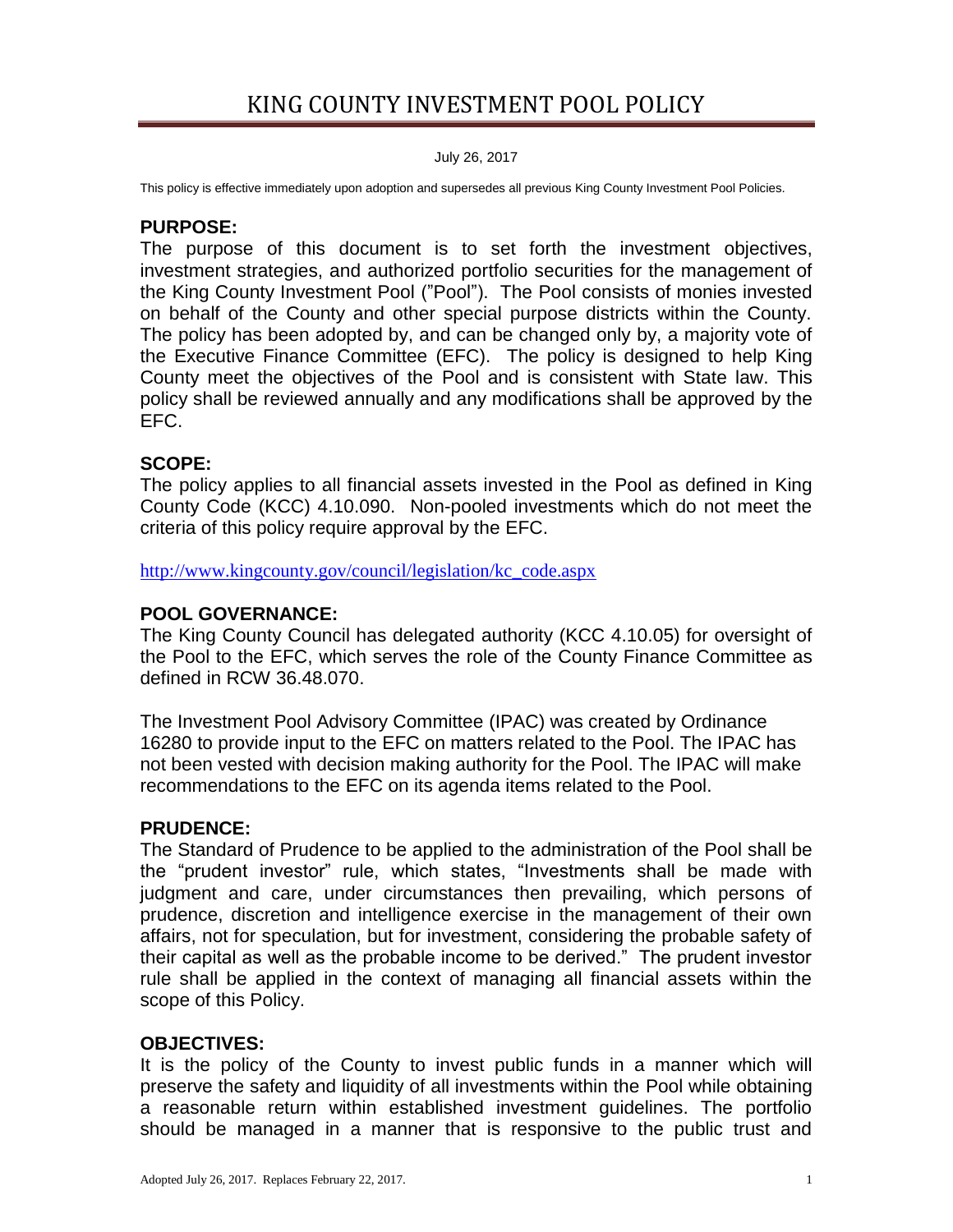# KING COUNTY INVESTMENT POOL POLICY

July 26, 2017

This policy is effective immediately upon adoption and supersedes all previous King County Investment Pool Policies.

## PURPOSE:

The purpose of this document is to set forth the investment objectives, investment strategies, and authorized portfolio securities for the management of the King County Investment Pool ("Pool"). The Pool consists of monies invested on behalf of the County and other special purpose districts within the County. The policy has been adopted by, and can be changed only by, a majority vote of the Executive Finance Committee (EFC). The policy is designed to help King County meet the objectives of the Pool and is consistent with State law. This policy shall be reviewed annually and any modifications shall be approved by the EFC.

## SCOPE:

The policy applies to all financial assets invested in the Pool as defined in King County Code (KCC) 4.10.090. Non-pooled investments which do not meet the criteria of this policy require approval by the EFC.

http://www.kingcounty.gov/council/legislation/kc_code.aspx

## POOL GOVERNANCE:

The King County Council has delegated authority (KCC 4.10.05) for oversight of the Pool to the EFC, which serves the role of the County Finance Committee as defined in RCW 36.48.070.

The Investment Pool Advisory Committee (IPAC) was created by Ordinance 16280 to provide input to the EFC on matters related to the Pool. The IPAC has not been vested with decision making authority for the Pool. The IPAC will make recommendations to the EFC on its agenda items related to the Pool.

## PRUDENCE:

The Standard of Prudence to be applied to the administration of the Pool shall be the "prudent investor" rule, which states, "Investments shall be made with judgment and care, under circumstances then prevailing, which persons of prudence, discretion and intelligence exercise in the management of their own affairs, not for speculation, but for investment, considering the probable safety of their capital as well as the probable income to be derived." The prudent investor rule shall be applied in the context of managing all financial assets within the scope of this Policy.

## OBJECTIVES:

It is the policy of the County to invest public funds in a manner which will preserve the safety and liquidity of all investments within the Pool while obtaining a reasonable return within established investment guidelines. The portfolio should be managed in a manner that is responsive to the public trust and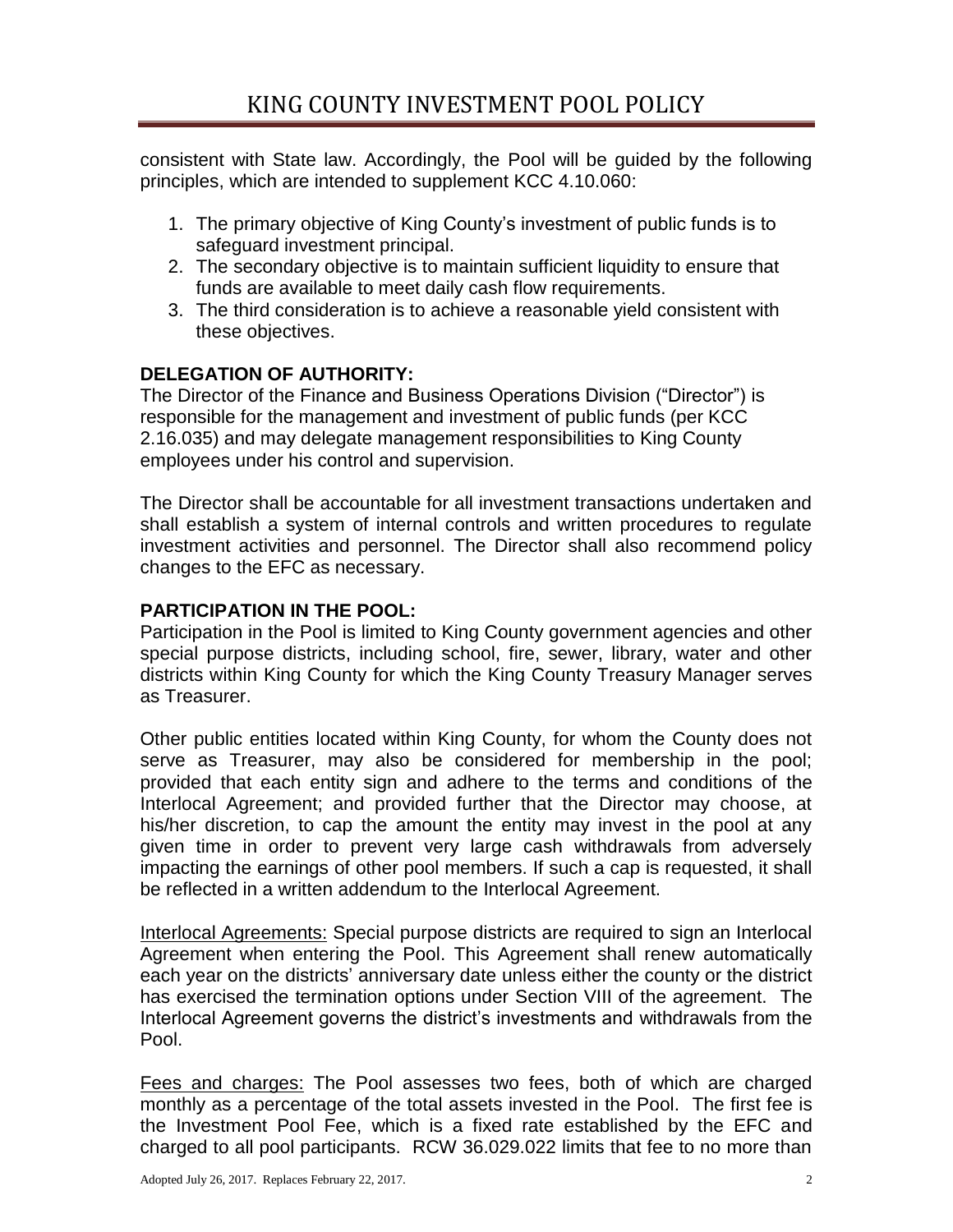consistent with State law. Accordingly, the Pool will be guided by the following principles, which are intended to supplement KCC 4.10.060:

1. The primary objective of King County's investment of public funds is to safeguard investment principal.
2. The secondary objective is to maintain sufficient liquidity to ensure that funds are available to meet daily cash flow requirements.
3. The third consideration is to achieve a reasonable yield consistent with these objectives.

**DELEGATION OF AUTHORITY:**

The Director of the Finance and Business Operations Division ("Director") is responsible for the management and investment of public funds (per KCC 2.16.035) and may delegate management responsibilities to King County employees under his control and supervision.

The Director shall be accountable for all investment transactions undertaken and shall establish a system of internal controls and written procedures to regulate investment activities and personnel. The Director shall also recommend policy changes to the EFC as necessary.

**PARTICIPATION IN THE POOL:**

Participation in the Pool is limited to King County government agencies and other special purpose districts, including school, fire, sewer, library, water and other districts within King County for which the King County Treasury Manager serves as Treasurer.

Other public entities located within King County, for whom the County does not serve as Treasurer, may also be considered for membership in the pool; provided that each entity sign and adhere to the terms and conditions of the Interlocal Agreement; and provided further that the Director may choose, at his/her discretion, to cap the amount the entity may invest in the pool at any given time in order to prevent very large cash withdrawals from adversely impacting the earnings of other pool members. If such a cap is requested, it shall be reflected in a written addendum to the Interlocal Agreement.

Interlocal Agreements: Special purpose districts are required to sign an Interlocal Agreement when entering the Pool. This Agreement shall renew automatically each year on the districts' anniversary date unless either the county or the district has exercised the termination options under Section VIII of the agreement. The Interlocal Agreement governs the district's investments and withdrawals from the Pool.

Fees and charges: The Pool assesses two fees, both of which are charged monthly as a percentage of the total assets invested in the Pool. The first fee is the Investment Pool Fee, which is a fixed rate established by the EFC and charged to all pool participants. RCW 36.029.022 limits that fee to no more than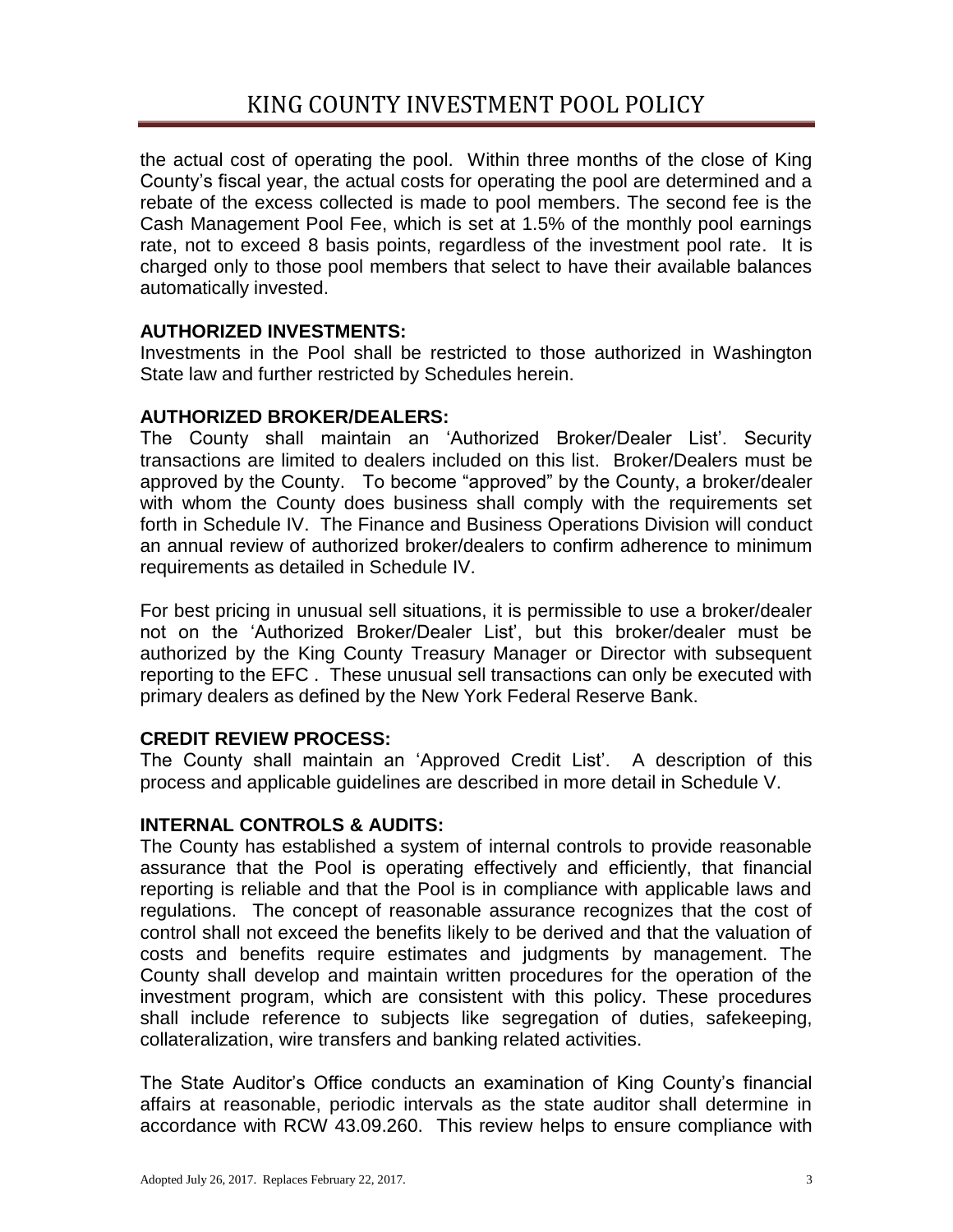the actual cost of operating the pool. Within three months of the close of King County's fiscal year, the actual costs for operating the pool are determined and a rebate of the excess collected is made to pool members. The second fee is the Cash Management Pool Fee, which is set at 1.5% of the monthly pool earnings rate, not to exceed 8 basis points, regardless of the investment pool rate. It is charged only to those pool members that select to have their available balances automatically invested.

**AUTHORIZED INVESTMENTS:**
Investments in the Pool shall be restricted to those authorized in Washington State law and further restricted by Schedules herein.

**AUTHORIZED BROKER/DEALERS:**
The County shall maintain an 'Authorized Broker/Dealer List'. Security transactions are limited to dealers included on this list. Broker/Dealers must be approved by the County. To become "approved" by the County, a broker/dealer with whom the County does business shall comply with the requirements set forth in Schedule IV. The Finance and Business Operations Division will conduct an annual review of authorized broker/dealers to confirm adherence to minimum requirements as detailed in Schedule IV.

For best pricing in unusual sell situations, it is permissible to use a broker/dealer not on the 'Authorized Broker/Dealer List', but this broker/dealer must be authorized by the King County Treasury Manager or Director with subsequent reporting to the EFC . These unusual sell transactions can only be executed with primary dealers as defined by the New York Federal Reserve Bank.

**CREDIT REVIEW PROCESS:**
The County shall maintain an 'Approved Credit List'. A description of this process and applicable guidelines are described in more detail in Schedule V.

**INTERNAL CONTROLS & AUDITS:**
The County has established a system of internal controls to provide reasonable assurance that the Pool is operating effectively and efficiently, that financial reporting is reliable and that the Pool is in compliance with applicable laws and regulations. The concept of reasonable assurance recognizes that the cost of control shall not exceed the benefits likely to be derived and that the valuation of costs and benefits require estimates and judgments by management. The County shall develop and maintain written procedures for the operation of the investment program, which are consistent with this policy. These procedures shall include reference to subjects like segregation of duties, safekeeping, collateralization, wire transfers and banking related activities.

The State Auditor's Office conducts an examination of King County's financial affairs at reasonable, periodic intervals as the state auditor shall determine in accordance with RCW 43.09.260. This review helps to ensure compliance with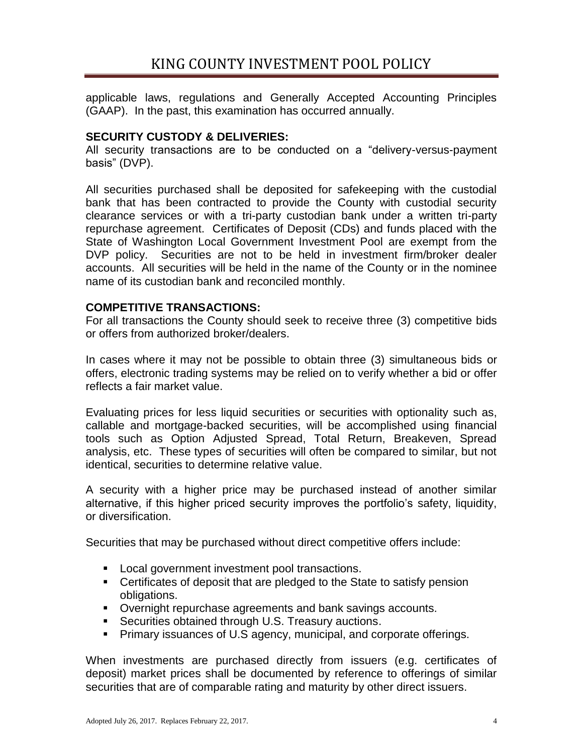applicable laws, regulations and Generally Accepted Accounting Principles (GAAP). In the past, this examination has occurred annually.

**SECURITY CUSTODY & DELIVERIES:**

All security transactions are to be conducted on a "delivery-versus-payment basis" (DVP).

All securities purchased shall be deposited for safekeeping with the custodial bank that has been contracted to provide the County with custodial security clearance services or with a tri-party custodian bank under a written tri-party repurchase agreement. Certificates of Deposit (CDs) and funds placed with the State of Washington Local Government Investment Pool are exempt from the DVP policy. Securities are not to be held in investment firm/broker dealer accounts. All securities will be held in the name of the County or in the nominee name of its custodian bank and reconciled monthly.

**COMPETITIVE TRANSACTIONS:**

For all transactions the County should seek to receive three (3) competitive bids or offers from authorized broker/dealers.

In cases where it may not be possible to obtain three (3) simultaneous bids or offers, electronic trading systems may be relied on to verify whether a bid or offer reflects a fair market value.

Evaluating prices for less liquid securities or securities with optionality such as, callable and mortgage-backed securities, will be accomplished using financial tools such as Option Adjusted Spread, Total Return, Breakeven, Spread analysis, etc. These types of securities will often be compared to similar, but not identical, securities to determine relative value.

A security with a higher price may be purchased instead of another similar alternative, if this higher priced security improves the portfolio's safety, liquidity, or diversification.

Securities that may be purchased without direct competitive offers include:

- Local government investment pool transactions.
- Certificates of deposit that are pledged to the State to satisfy pension obligations.
- Overnight repurchase agreements and bank savings accounts.
- Securities obtained through U.S. Treasury auctions.
- Primary issuances of U.S agency, municipal, and corporate offerings.

When investments are purchased directly from issuers (e.g. certificates of deposit) market prices shall be documented by reference to offerings of similar securities that are of comparable rating and maturity by other direct issuers.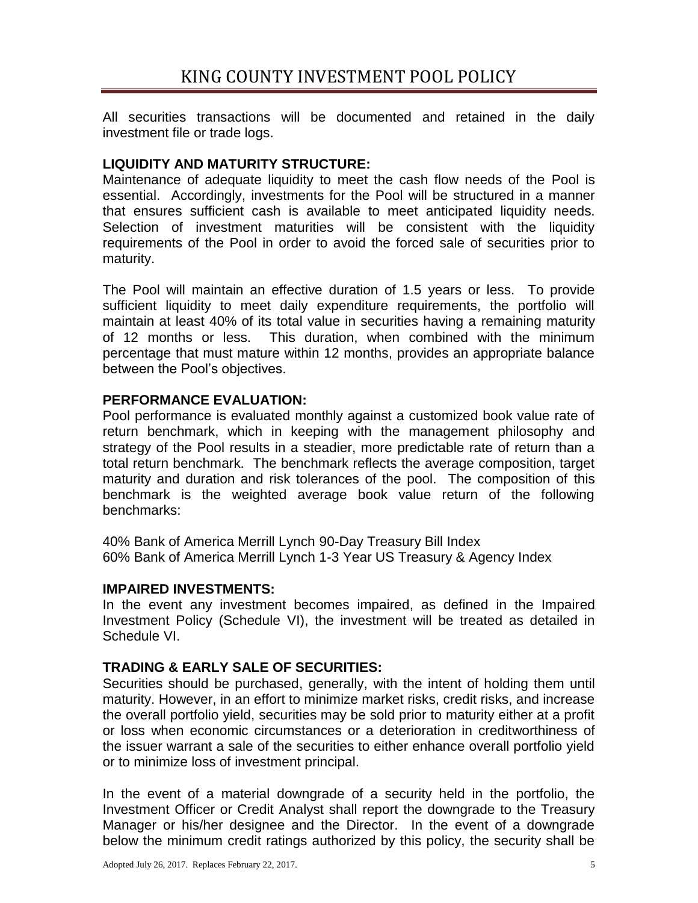All securities transactions will be documented and retained in the daily investment file or trade logs.

**LIQUIDITY AND MATURITY STRUCTURE:**

Maintenance of adequate liquidity to meet the cash flow needs of the Pool is essential. Accordingly, investments for the Pool will be structured in a manner that ensures sufficient cash is available to meet anticipated liquidity needs. Selection of investment maturities will be consistent with the liquidity requirements of the Pool in order to avoid the forced sale of securities prior to maturity.

The Pool will maintain an effective duration of 1.5 years or less. To provide sufficient liquidity to meet daily expenditure requirements, the portfolio will maintain at least 40% of its total value in securities having a remaining maturity of 12 months or less. This duration, when combined with the minimum percentage that must mature within 12 months, provides an appropriate balance between the Pool's objectives.

**PERFORMANCE EVALUATION:**

Pool performance is evaluated monthly against a customized book value rate of return benchmark, which in keeping with the management philosophy and strategy of the Pool results in a steadier, more predictable rate of return than a total return benchmark. The benchmark reflects the average composition, target maturity and duration and risk tolerances of the pool. The composition of this benchmark is the weighted average book value return of the following benchmarks:

40% Bank of America Merrill Lynch 90-Day Treasury Bill Index
60% Bank of America Merrill Lynch 1-3 Year US Treasury & Agency Index

**IMPAIRED INVESTMENTS:**

In the event any investment becomes impaired, as defined in the Impaired Investment Policy (Schedule VI), the investment will be treated as detailed in Schedule VI.

**TRADING & EARLY SALE OF SECURITIES:**

Securities should be purchased, generally, with the intent of holding them until maturity. However, in an effort to minimize market risks, credit risks, and increase the overall portfolio yield, securities may be sold prior to maturity either at a profit or loss when economic circumstances or a deterioration in creditworthiness of the issuer warrant a sale of the securities to either enhance overall portfolio yield or to minimize loss of investment principal.

In the event of a material downgrade of a security held in the portfolio, the Investment Officer or Credit Analyst shall report the downgrade to the Treasury Manager or his/her designee and the Director. In the event of a downgrade below the minimum credit ratings authorized by this policy, the security shall be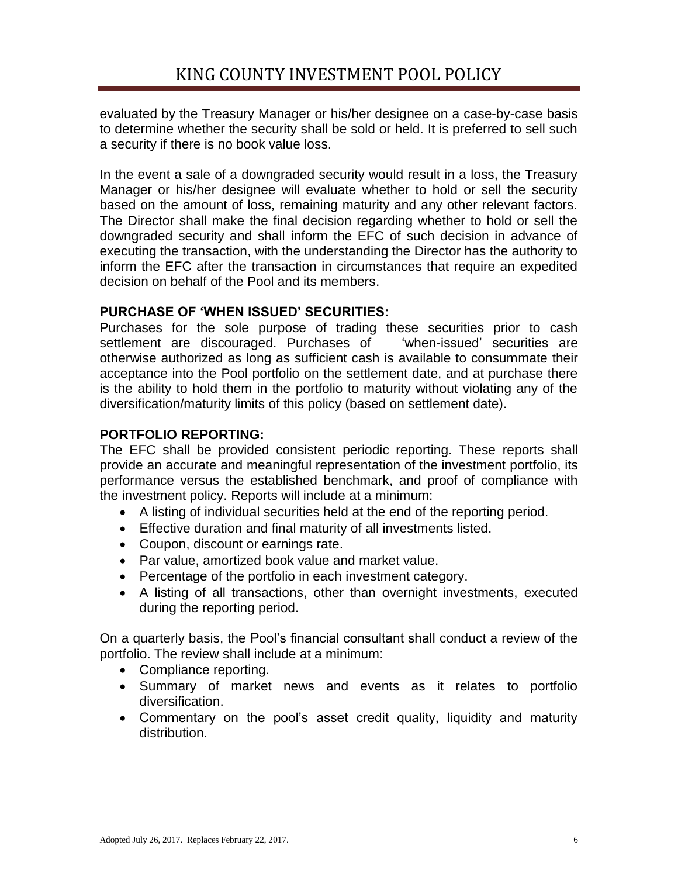evaluated by the Treasury Manager or his/her designee on a case-by-case basis to determine whether the security shall be sold or held. It is preferred to sell such a security if there is no book value loss.

In the event a sale of a downgraded security would result in a loss, the Treasury Manager or his/her designee will evaluate whether to hold or sell the security based on the amount of loss, remaining maturity and any other relevant factors. The Director shall make the final decision regarding whether to hold or sell the downgraded security and shall inform the EFC of such decision in advance of executing the transaction, with the understanding the Director has the authority to inform the EFC after the transaction in circumstances that require an expedited decision on behalf of the Pool and its members.

**PURCHASE OF 'WHEN ISSUED' SECURITIES:**

Purchases for the sole purpose of trading these securities prior to cash settlement are discouraged. Purchases of 'when-issued' securities are otherwise authorized as long as sufficient cash is available to consummate their acceptance into the Pool portfolio on the settlement date, and at purchase there is the ability to hold them in the portfolio to maturity without violating any of the diversification/maturity limits of this policy (based on settlement date).

**PORTFOLIO REPORTING:**

The EFC shall be provided consistent periodic reporting. These reports shall provide an accurate and meaningful representation of the investment portfolio, its performance versus the established benchmark, and proof of compliance with the investment policy. Reports will include at a minimum:

- A listing of individual securities held at the end of the reporting period.
- Effective duration and final maturity of all investments listed.
- Coupon, discount or earnings rate.
- Par value, amortized book value and market value.
- Percentage of the portfolio in each investment category.
- A listing of all transactions, other than overnight investments, executed during the reporting period.

On a quarterly basis, the Pool's financial consultant shall conduct a review of the portfolio. The review shall include at a minimum:

- Compliance reporting.
- Summary of market news and events as it relates to portfolio diversification.
- Commentary on the pool's asset credit quality, liquidity and maturity distribution.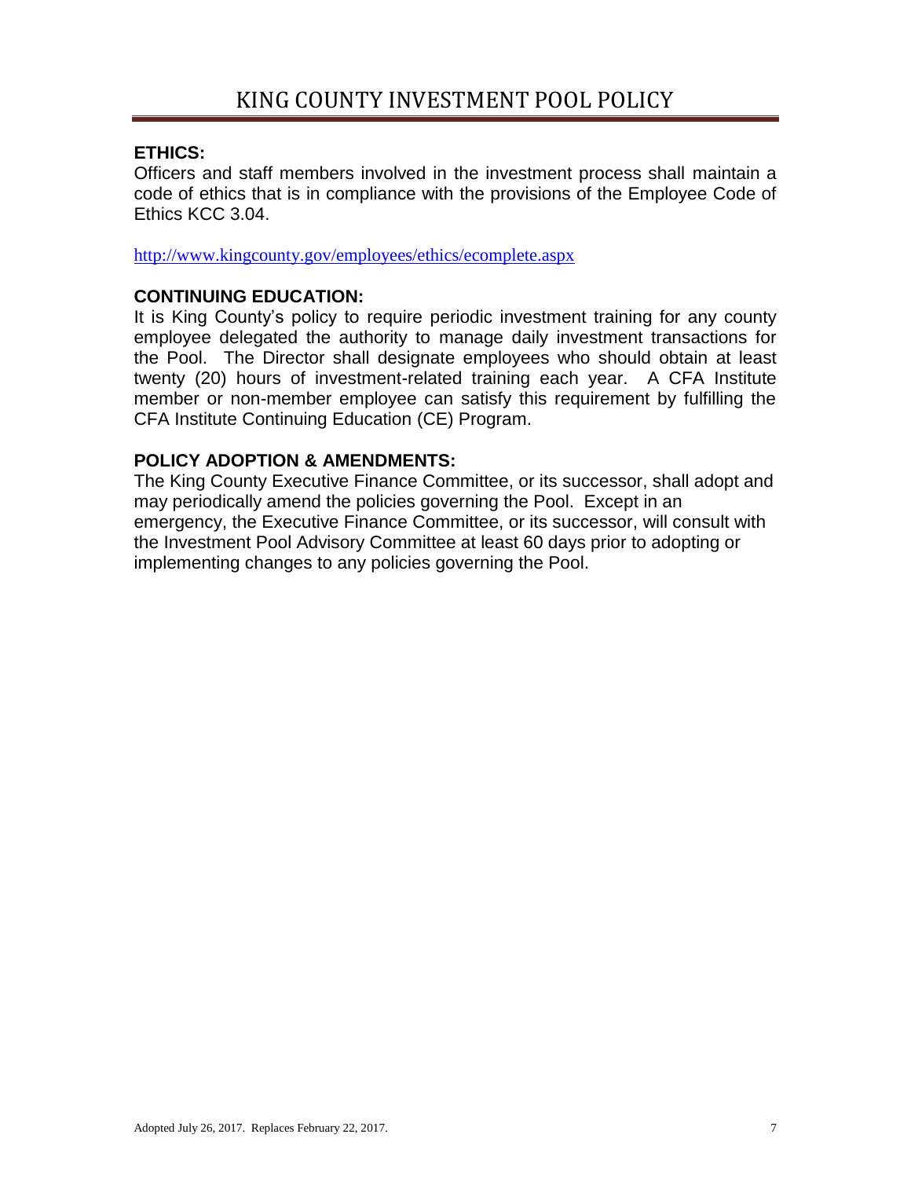**ETHICS:**

Officers and staff members involved in the investment process shall maintain a code of ethics that is in compliance with the provisions of the Employee Code of Ethics KCC 3.04.

http://www.kingcounty.gov/employees/ethics/ecomplete.aspx

**CONTINUING EDUCATION:**

It is King County's policy to require periodic investment training for any county employee delegated the authority to manage daily investment transactions for the Pool. The Director shall designate employees who should obtain at least twenty (20) hours of investment-related training each year. A CFA Institute member or non-member employee can satisfy this requirement by fulfilling the CFA Institute Continuing Education (CE) Program.

**POLICY ADOPTION & AMENDMENTS:**

The King County Executive Finance Committee, or its successor, shall adopt and may periodically amend the policies governing the Pool. Except in an emergency, the Executive Finance Committee, or its successor, will consult with the Investment Pool Advisory Committee at least 60 days prior to adopting or implementing changes to any policies governing the Pool.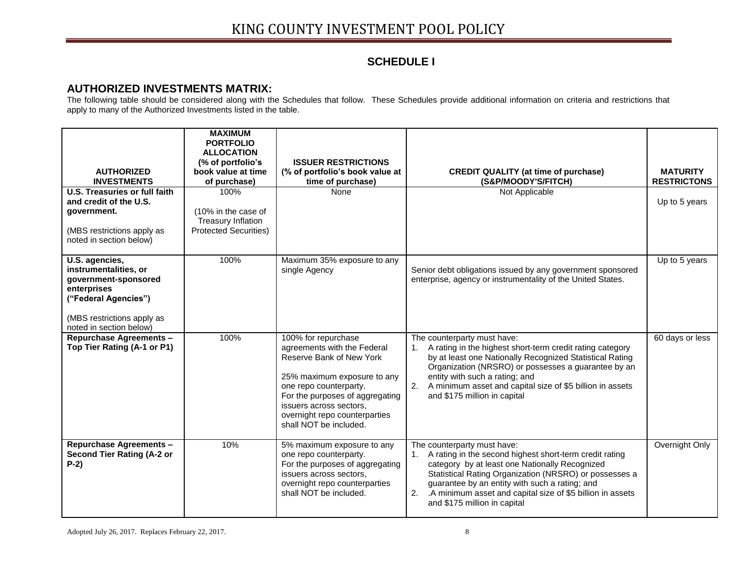## SCHEDULE I

### AUTHORIZED INVESTMENTS MATRIX:

The following table should be considered along with the Schedules that follow. These Schedules provide additional information on criteria and restrictions that apply to many of the Authorized Investments listed in the table.

| AUTHORIZED INVESTMENTS | MAXIMUM PORTFOLIO ALLOCATION (% of portfolio's book value at time of purchase) | ISSUER RESTRICTIONS (% of portfolio's book value at time of purchase) | CREDIT QUALITY (at time of purchase) (S&P/MOODY'S/FITCH) | MATURITY RESTRICTONS |
|---|---|---|---|---|
| **U.S. Treasuries or full faith and credit of the U.S. government.**<br><br>(MBS restrictions apply as noted in section below) | 100%<br><br>(10% in the case of Treasury Inflation Protected Securities) | None | Not Applicable | Up to 5 years |
| **U.S. agencies, instrumentalities, or government-sponsored enterprises ("Federal Agencies")**<br><br>(MBS restrictions apply as noted in section below) | 100% | Maximum 35% exposure to any single Agency | Senior debt obligations issued by any government sponsored enterprise, agency or instrumentality of the United States. | Up to 5 years |
| **Repurchase Agreements – Top Tier Rating (A-1 or P1)** | 100% | 100% for repurchase agreements with the Federal Reserve Bank of New York<br><br>25% maximum exposure to any one repo counterparty. For the purposes of aggregating issuers across sectors, overnight repo counterparties shall NOT be included. | The counterparty must have:<br>1. A rating in the highest short-term credit rating category by at least one Nationally Recognized Statistical Rating Organization (NRSRO) or possesses a guarantee by an entity with such a rating; and<br>2. A minimum asset and capital size of $5 billion in assets and $175 million in capital | 60 days or less |
| **Repurchase Agreements – Second Tier Rating (A-2 or P-2)** | 10% | 5% maximum exposure to any one repo counterparty. For the purposes of aggregating issuers across sectors, overnight repo counterparties shall NOT be included. | The counterparty must have:<br>1. A rating in the second highest short-term credit rating category by at least one Nationally Recognized Statistical Rating Organization (NRSRO) or possesses a guarantee by an entity with such a rating; and<br>2. .A minimum asset and capital size of $5 billion in assets and $175 million in capital | Overnight Only |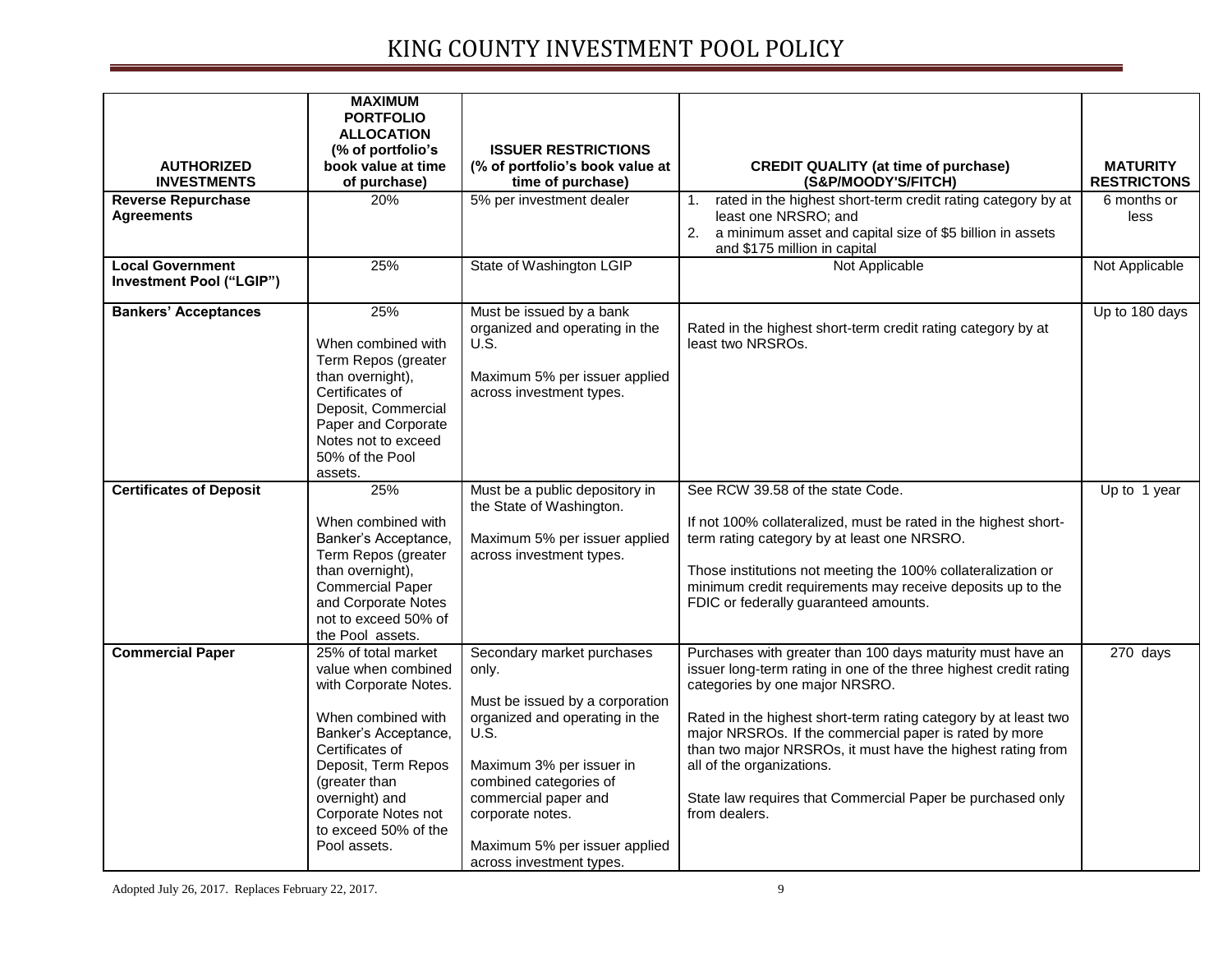| AUTHORIZED INVESTMENTS | MAXIMUM PORTFOLIO ALLOCATION (% of portfolio's book value at time of purchase) | ISSUER RESTRICTIONS (% of portfolio's book value at time of purchase) | CREDIT QUALITY (at time of purchase) (S&P/MOODY'S/FITCH) | MATURITY RESTRICTONS |
|---|---|---|---|---|
| **Reverse Repurchase Agreements** | 20% | 5% per investment dealer | 1. rated in the highest short-term credit rating category by at least one NRSRO; and<br>2. a minimum asset and capital size of $5 billion in assets and $175 million in capital | 6 months or less |
| **Local Government Investment Pool ("LGIP")** | 25% | State of Washington LGIP | Not Applicable | Not Applicable |
| **Bankers' Acceptances** | 25%<br><br>When combined with Term Repos (greater than overnight), Certificates of Deposit, Commercial Paper and Corporate Notes not to exceed 50% of the Pool assets. | Must be issued by a bank organized and operating in the U.S.<br><br>Maximum 5% per issuer applied across investment types. | Rated in the highest short-term credit rating category by at least two NRSROs. | Up to 180 days |
| **Certificates of Deposit** | 25%<br><br>When combined with Banker's Acceptance, Term Repos (greater than overnight), Commercial Paper and Corporate Notes not to exceed 50% of the Pool assets. | Must be a public depository in the State of Washington.<br><br>Maximum 5% per issuer applied across investment types. | See RCW 39.58 of the state Code.<br><br>If not 100% collateralized, must be rated in the highest short-term rating category by at least one NRSRO.<br><br>Those institutions not meeting the 100% collateralization or minimum credit requirements may receive deposits up to the FDIC or federally guaranteed amounts. | Up to 1 year |
| **Commercial Paper** | 25% of total market value when combined with Corporate Notes.<br><br>When combined with Banker's Acceptance, Certificates of Deposit, Term Repos (greater than overnight) and Corporate Notes not to exceed 50% of the Pool assets. | Secondary market purchases only.<br><br>Must be issued by a corporation organized and operating in the U.S.<br><br>Maximum 3% per issuer in combined categories of commercial paper and corporate notes.<br><br>Maximum 5% per issuer applied across investment types. | Purchases with greater than 100 days maturity must have an issuer long-term rating in one of the three highest credit rating categories by one major NRSRO.<br><br>Rated in the highest short-term rating category by at least two major NRSROs. If the commercial paper is rated by more than two major NRSROs, it must have the highest rating from all of the organizations.<br><br>State law requires that Commercial Paper be purchased only from dealers. | 270 days |

Adopted July 26, 2017. Replaces February 22, 2017.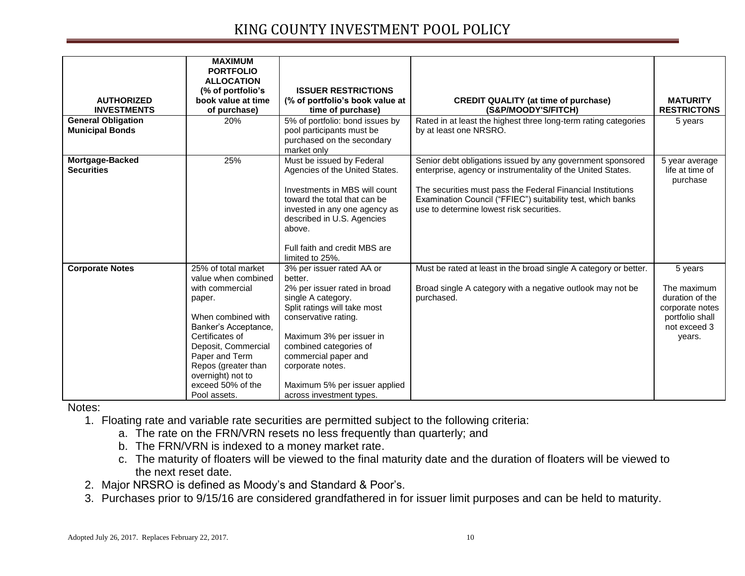| AUTHORIZED INVESTMENTS | MAXIMUM PORTFOLIO ALLOCATION (% of portfolio's book value at time of purchase) | ISSUER RESTRICTIONS (% of portfolio's book value at time of purchase) | CREDIT QUALITY (at time of purchase) (S&P/MOODY'S/FITCH) | MATURITY RESTRICTONS |
|---|---|---|---|---|
| **General Obligation Municipal Bonds** | 20% | 5% of portfolio: bond issues by pool participants must be purchased on the secondary market only | Rated in at least the highest three long-term rating categories by at least one NRSRO. | 5 years |
| **Mortgage-Backed Securities** | 25% | Must be issued by Federal Agencies of the United States.<br><br>Investments in MBS will count toward the total that can be invested in any one agency as described in U.S. Agencies above.<br><br>Full faith and credit MBS are limited to 25%. | Senior debt obligations issued by any government sponsored enterprise, agency or instrumentality of the United States.<br><br>The securities must pass the Federal Financial Institutions Examination Council ("FFIEC") suitability test, which banks use to determine lowest risk securities. | 5 year average life at time of purchase |
| **Corporate Notes** | 25% of total market value when combined with commercial paper.<br><br>When combined with Banker's Acceptance, Certificates of Deposit, Commercial Paper and Term Repos (greater than overnight) not to exceed 50% of the Pool assets. | 3% per issuer rated AA or better.<br>2% per issuer rated in broad single A category.<br>Split ratings will take most conservative rating.<br><br>Maximum 3% per issuer in combined categories of commercial paper and corporate notes.<br><br>Maximum 5% per issuer applied across investment types. | Must be rated at least in the broad single A category or better.<br><br>Broad single A category with a negative outlook may not be purchased. | 5 years<br><br>The maximum duration of the corporate notes portfolio shall not exceed 3 years. |

Notes:

1. Floating rate and variable rate securities are permitted subject to the following criteria:
   a. The rate on the FRN/VRN resets no less frequently than quarterly; and
   b. The FRN/VRN is indexed to a money market rate.
   c. The maturity of floaters will be viewed to the final maturity date and the duration of floaters will be viewed to the next reset date.
2. Major NRSRO is defined as Moody's and Standard & Poor's.
3. Purchases prior to 9/15/16 are considered grandfathered in for issuer limit purposes and can be held to maturity.

Adopted July 26, 2017. Replaces February 22, 2017.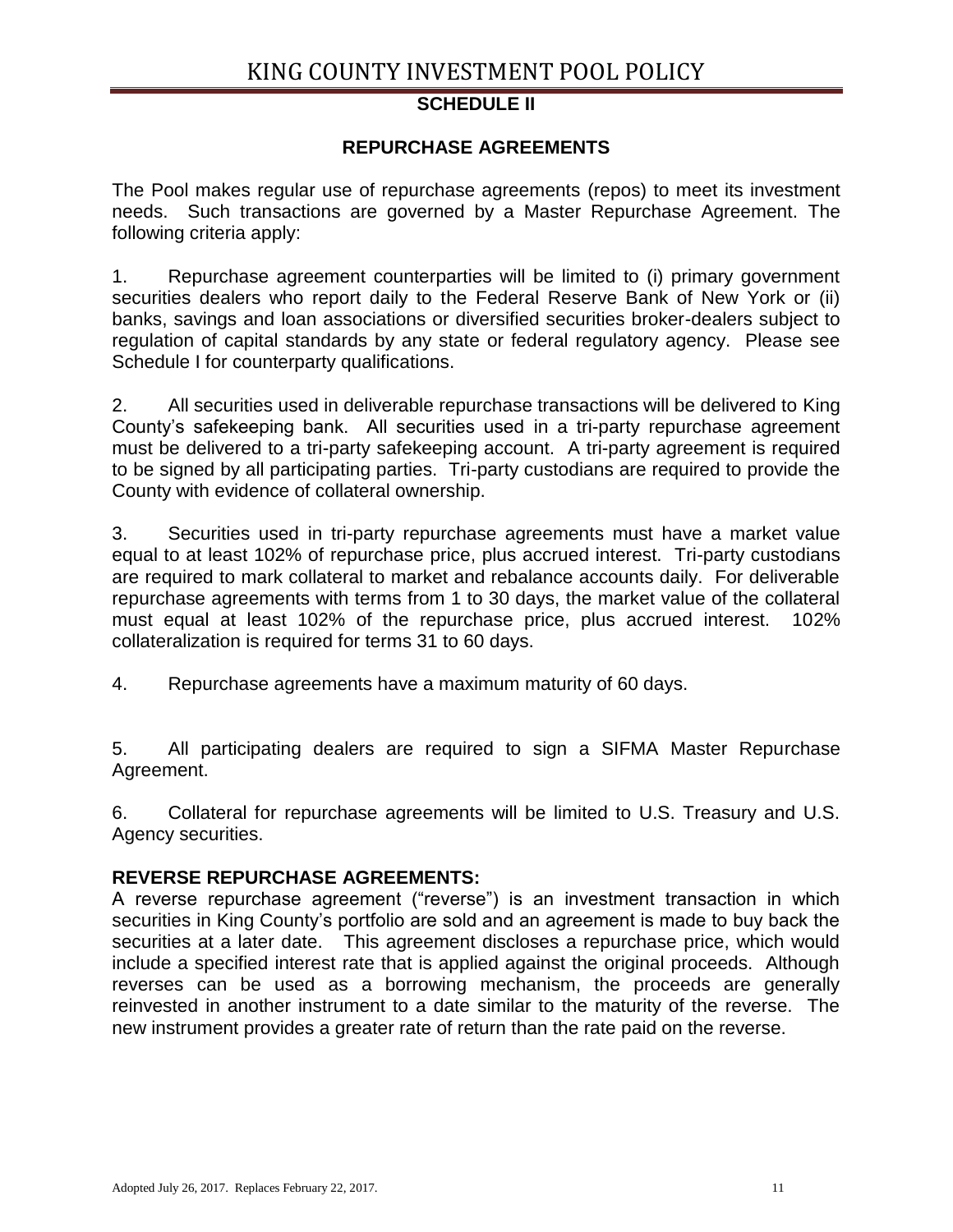## SCHEDULE II

## REPURCHASE AGREEMENTS

The Pool makes regular use of repurchase agreements (repos) to meet its investment needs. Such transactions are governed by a Master Repurchase Agreement. The following criteria apply:

1. Repurchase agreement counterparties will be limited to (i) primary government securities dealers who report daily to the Federal Reserve Bank of New York or (ii) banks, savings and loan associations or diversified securities broker-dealers subject to regulation of capital standards by any state or federal regulatory agency. Please see Schedule I for counterparty qualifications.

2. All securities used in deliverable repurchase transactions will be delivered to King County's safekeeping bank. All securities used in a tri-party repurchase agreement must be delivered to a tri-party safekeeping account. A tri-party agreement is required to be signed by all participating parties. Tri-party custodians are required to provide the County with evidence of collateral ownership.

3. Securities used in tri-party repurchase agreements must have a market value equal to at least 102% of repurchase price, plus accrued interest. Tri-party custodians are required to mark collateral to market and rebalance accounts daily. For deliverable repurchase agreements with terms from 1 to 30 days, the market value of the collateral must equal at least 102% of the repurchase price, plus accrued interest. 102% collateralization is required for terms 31 to 60 days.

4. Repurchase agreements have a maximum maturity of 60 days.

5. All participating dealers are required to sign a SIFMA Master Repurchase Agreement.

6. Collateral for repurchase agreements will be limited to U.S. Treasury and U.S. Agency securities.

**REVERSE REPURCHASE AGREEMENTS:**

A reverse repurchase agreement ("reverse") is an investment transaction in which securities in King County's portfolio are sold and an agreement is made to buy back the securities at a later date. This agreement discloses a repurchase price, which would include a specified interest rate that is applied against the original proceeds. Although reverses can be used as a borrowing mechanism, the proceeds are generally reinvested in another instrument to a date similar to the maturity of the reverse. The new instrument provides a greater rate of return than the rate paid on the reverse.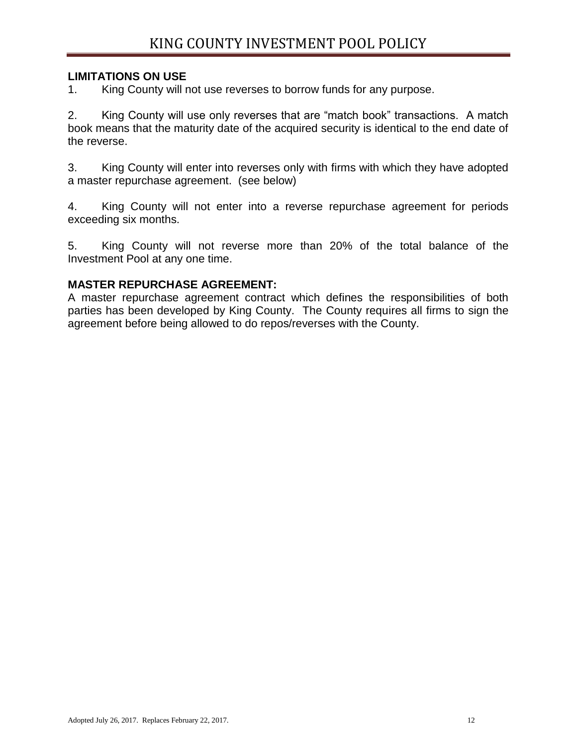**LIMITATIONS ON USE**

1. King County will not use reverses to borrow funds for any purpose.

2. King County will use only reverses that are "match book" transactions. A match book means that the maturity date of the acquired security is identical to the end date of the reverse.

3. King County will enter into reverses only with firms with which they have adopted a master repurchase agreement. (see below)

4. King County will not enter into a reverse repurchase agreement for periods exceeding six months.

5. King County will not reverse more than 20% of the total balance of the Investment Pool at any one time.

**MASTER REPURCHASE AGREEMENT:**

A master repurchase agreement contract which defines the responsibilities of both parties has been developed by King County. The County requires all firms to sign the agreement before being allowed to do repos/reverses with the County.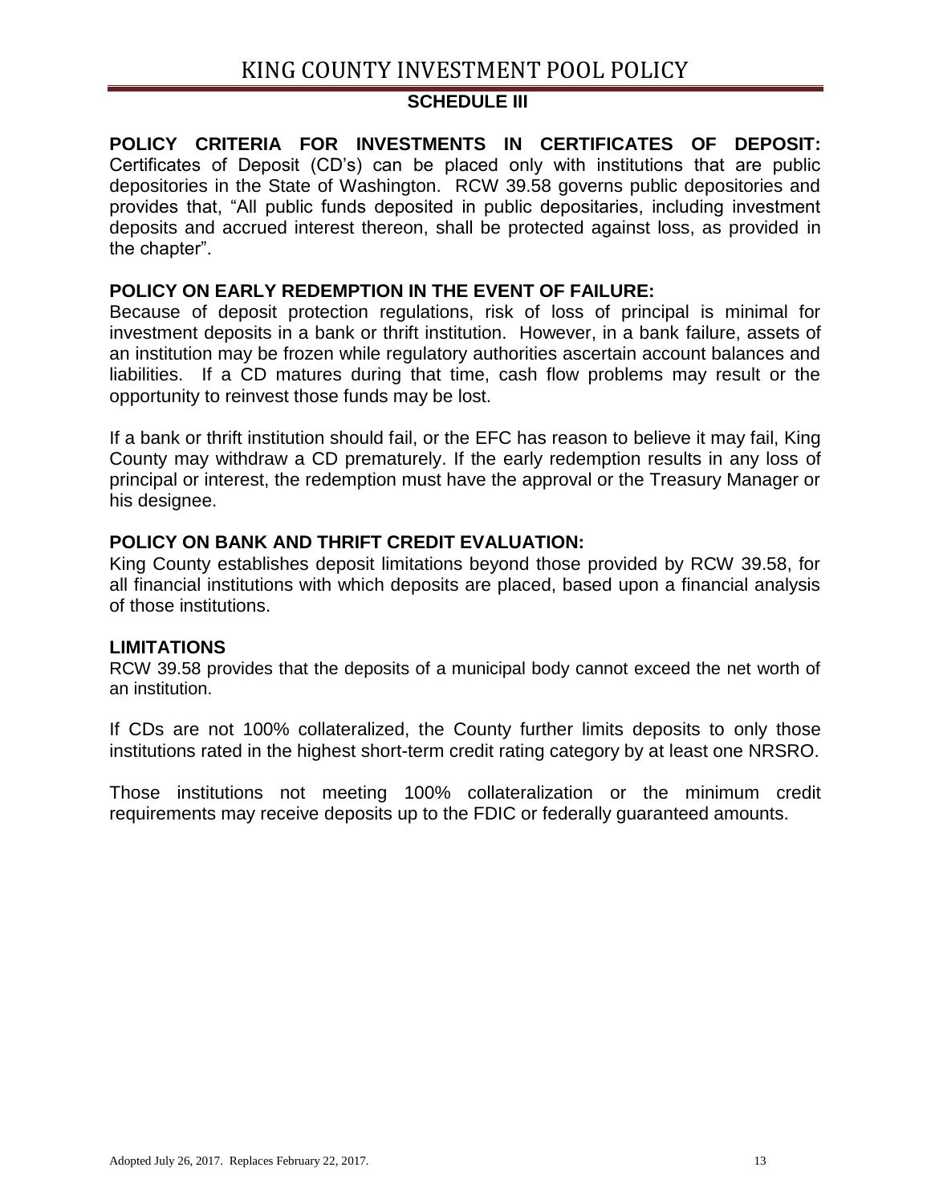## SCHEDULE III

**POLICY CRITERIA FOR INVESTMENTS IN CERTIFICATES OF DEPOSIT:** Certificates of Deposit (CD's) can be placed only with institutions that are public depositories in the State of Washington. RCW 39.58 governs public depositories and provides that, "All public funds deposited in public depositaries, including investment deposits and accrued interest thereon, shall be protected against loss, as provided in the chapter".

**POLICY ON EARLY REDEMPTION IN THE EVENT OF FAILURE:**

Because of deposit protection regulations, risk of loss of principal is minimal for investment deposits in a bank or thrift institution. However, in a bank failure, assets of an institution may be frozen while regulatory authorities ascertain account balances and liabilities. If a CD matures during that time, cash flow problems may result or the opportunity to reinvest those funds may be lost.

If a bank or thrift institution should fail, or the EFC has reason to believe it may fail, King County may withdraw a CD prematurely. If the early redemption results in any loss of principal or interest, the redemption must have the approval or the Treasury Manager or his designee.

**POLICY ON BANK AND THRIFT CREDIT EVALUATION:**

King County establishes deposit limitations beyond those provided by RCW 39.58, for all financial institutions with which deposits are placed, based upon a financial analysis of those institutions.

**LIMITATIONS**

RCW 39.58 provides that the deposits of a municipal body cannot exceed the net worth of an institution.

If CDs are not 100% collateralized, the County further limits deposits to only those institutions rated in the highest short-term credit rating category by at least one NRSRO.

Those institutions not meeting 100% collateralization or the minimum credit requirements may receive deposits up to the FDIC or federally guaranteed amounts.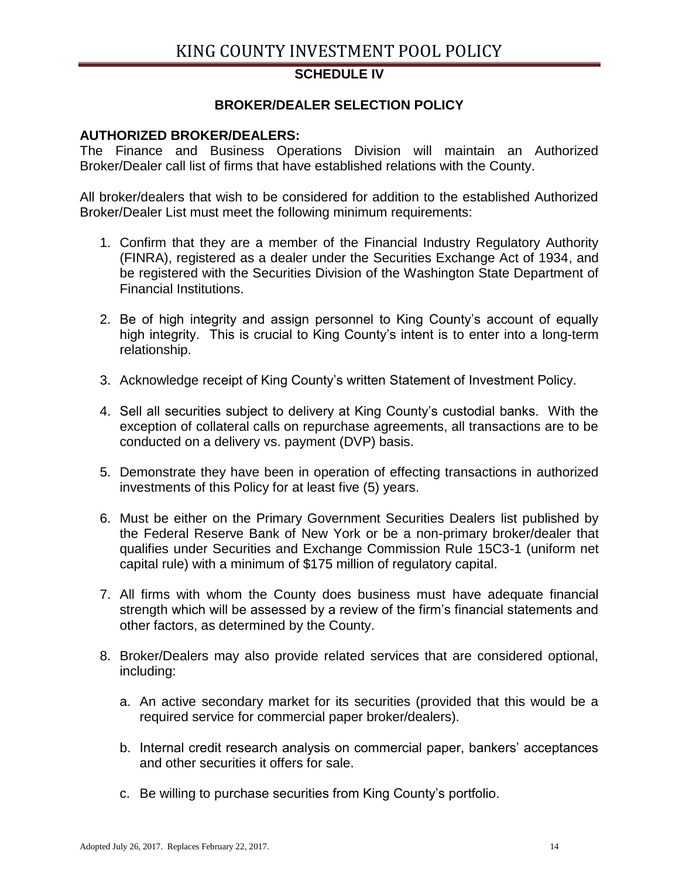## SCHEDULE IV

## BROKER/DEALER SELECTION POLICY

**AUTHORIZED BROKER/DEALERS:**
The Finance and Business Operations Division will maintain an Authorized Broker/Dealer call list of firms that have established relations with the County.

All broker/dealers that wish to be considered for addition to the established Authorized Broker/Dealer List must meet the following minimum requirements:

1. Confirm that they are a member of the Financial Industry Regulatory Authority (FINRA), registered as a dealer under the Securities Exchange Act of 1934, and be registered with the Securities Division of the Washington State Department of Financial Institutions.

2. Be of high integrity and assign personnel to King County's account of equally high integrity. This is crucial to King County's intent is to enter into a long-term relationship.

3. Acknowledge receipt of King County's written Statement of Investment Policy.

4. Sell all securities subject to delivery at King County's custodial banks. With the exception of collateral calls on repurchase agreements, all transactions are to be conducted on a delivery vs. payment (DVP) basis.

5. Demonstrate they have been in operation of effecting transactions in authorized investments of this Policy for at least five (5) years.

6. Must be either on the Primary Government Securities Dealers list published by the Federal Reserve Bank of New York or be a non-primary broker/dealer that qualifies under Securities and Exchange Commission Rule 15C3-1 (uniform net capital rule) with a minimum of $175 million of regulatory capital.

7. All firms with whom the County does business must have adequate financial strength which will be assessed by a review of the firm's financial statements and other factors, as determined by the County.

8. Broker/Dealers may also provide related services that are considered optional, including:

   a. An active secondary market for its securities (provided that this would be a required service for commercial paper broker/dealers).

   b. Internal credit research analysis on commercial paper, bankers' acceptances and other securities it offers for sale.

   c. Be willing to purchase securities from King County's portfolio.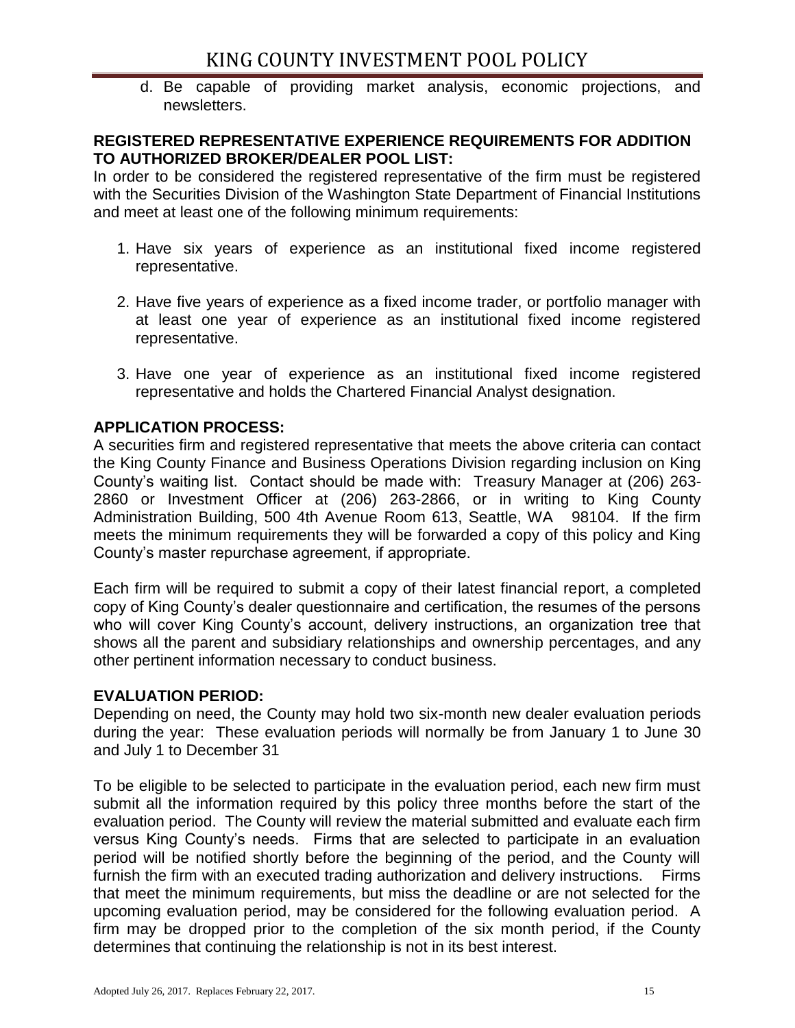d. Be capable of providing market analysis, economic projections, and newsletters.

**REGISTERED REPRESENTATIVE EXPERIENCE REQUIREMENTS FOR ADDITION TO AUTHORIZED BROKER/DEALER POOL LIST:**

In order to be considered the registered representative of the firm must be registered with the Securities Division of the Washington State Department of Financial Institutions and meet at least one of the following minimum requirements:

1. Have six years of experience as an institutional fixed income registered representative.

2. Have five years of experience as a fixed income trader, or portfolio manager with at least one year of experience as an institutional fixed income registered representative.

3. Have one year of experience as an institutional fixed income registered representative and holds the Chartered Financial Analyst designation.

**APPLICATION PROCESS:**

A securities firm and registered representative that meets the above criteria can contact the King County Finance and Business Operations Division regarding inclusion on King County's waiting list. Contact should be made with: Treasury Manager at (206) 263-2860 or Investment Officer at (206) 263-2866, or in writing to King County Administration Building, 500 4th Avenue Room 613, Seattle, WA 98104. If the firm meets the minimum requirements they will be forwarded a copy of this policy and King County's master repurchase agreement, if appropriate.

Each firm will be required to submit a copy of their latest financial report, a completed copy of King County's dealer questionnaire and certification, the resumes of the persons who will cover King County's account, delivery instructions, an organization tree that shows all the parent and subsidiary relationships and ownership percentages, and any other pertinent information necessary to conduct business.

**EVALUATION PERIOD:**

Depending on need, the County may hold two six-month new dealer evaluation periods during the year: These evaluation periods will normally be from January 1 to June 30 and July 1 to December 31

To be eligible to be selected to participate in the evaluation period, each new firm must submit all the information required by this policy three months before the start of the evaluation period. The County will review the material submitted and evaluate each firm versus King County's needs. Firms that are selected to participate in an evaluation period will be notified shortly before the beginning of the period, and the County will furnish the firm with an executed trading authorization and delivery instructions. Firms that meet the minimum requirements, but miss the deadline or are not selected for the upcoming evaluation period, may be considered for the following evaluation period. A firm may be dropped prior to the completion of the six month period, if the County determines that continuing the relationship is not in its best interest.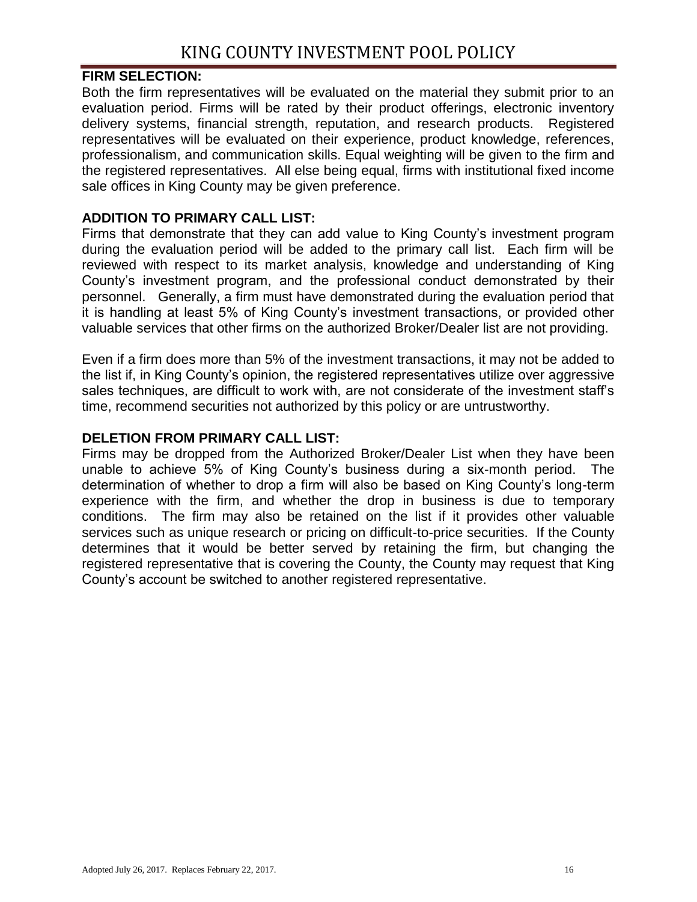**FIRM SELECTION:**

Both the firm representatives will be evaluated on the material they submit prior to an evaluation period. Firms will be rated by their product offerings, electronic inventory delivery systems, financial strength, reputation, and research products. Registered representatives will be evaluated on their experience, product knowledge, references, professionalism, and communication skills. Equal weighting will be given to the firm and the registered representatives. All else being equal, firms with institutional fixed income sale offices in King County may be given preference.

**ADDITION TO PRIMARY CALL LIST:**

Firms that demonstrate that they can add value to King County's investment program during the evaluation period will be added to the primary call list. Each firm will be reviewed with respect to its market analysis, knowledge and understanding of King County's investment program, and the professional conduct demonstrated by their personnel. Generally, a firm must have demonstrated during the evaluation period that it is handling at least 5% of King County's investment transactions, or provided other valuable services that other firms on the authorized Broker/Dealer list are not providing.

Even if a firm does more than 5% of the investment transactions, it may not be added to the list if, in King County's opinion, the registered representatives utilize over aggressive sales techniques, are difficult to work with, are not considerate of the investment staff's time, recommend securities not authorized by this policy or are untrustworthy.

**DELETION FROM PRIMARY CALL LIST:**

Firms may be dropped from the Authorized Broker/Dealer List when they have been unable to achieve 5% of King County's business during a six-month period. The determination of whether to drop a firm will also be based on King County's long-term experience with the firm, and whether the drop in business is due to temporary conditions. The firm may also be retained on the list if it provides other valuable services such as unique research or pricing on difficult-to-price securities. If the County determines that it would be better served by retaining the firm, but changing the registered representative that is covering the County, the County may request that King County's account be switched to another registered representative.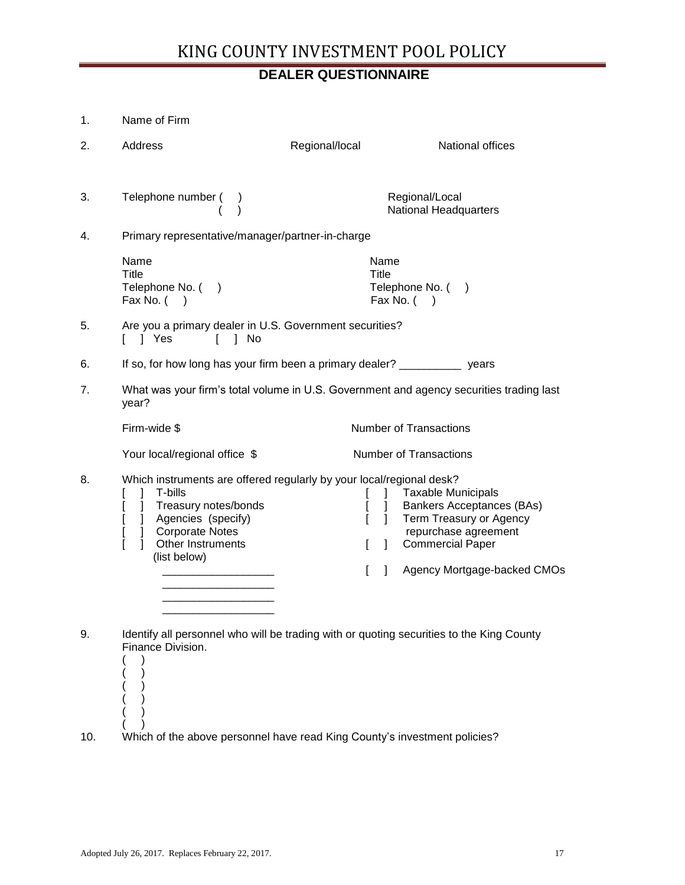# KING COUNTY INVESTMENT POOL POLICY

## DEALER QUESTIONNAIRE

1. Name of Firm

2. Address Regional/local National offices

3. Telephone number ( ) Regional/Local
   ( ) National Headquarters

4. Primary representative/manager/partner-in-charge

   | | |
   |---|---|
   | Name | Name |
   | Title | Title |
   | Telephone No. ( ) | Telephone No. ( ) |
   | Fax No. ( ) | Fax No. ( ) |

5. Are you a primary dealer in U.S. Government securities?
   [ ] Yes [ ] No

6. If so, for how long has your firm been a primary dealer? __________ years

7. What was your firm's total volume in U.S. Government and agency securities trading last year?

   Firm-wide $ Number of Transactions

   Your local/regional office $ Number of Transactions

8. Which instruments are offered regularly by your local/regional desk?
   - [ ] T-bills
   - [ ] Treasury notes/bonds
   - [ ] Agencies (specify)
   - [ ] Corporate Notes
   - [ ] Other Instruments (list below)
     __________________
     __________________
     __________________
     __________________
   - [ ] Taxable Municipals
   - [ ] Bankers Acceptances (BAs)
   - [ ] Term Treasury or Agency repurchase agreement
   - [ ] Commercial Paper
   - [ ] Agency Mortgage-backed CMOs

9. Identify all personnel who will be trading with or quoting securities to the King County Finance Division.
   ( )
   ( )
   ( )
   ( )
   ( )
   ( )

10. Which of the above personnel have read King County's investment policies?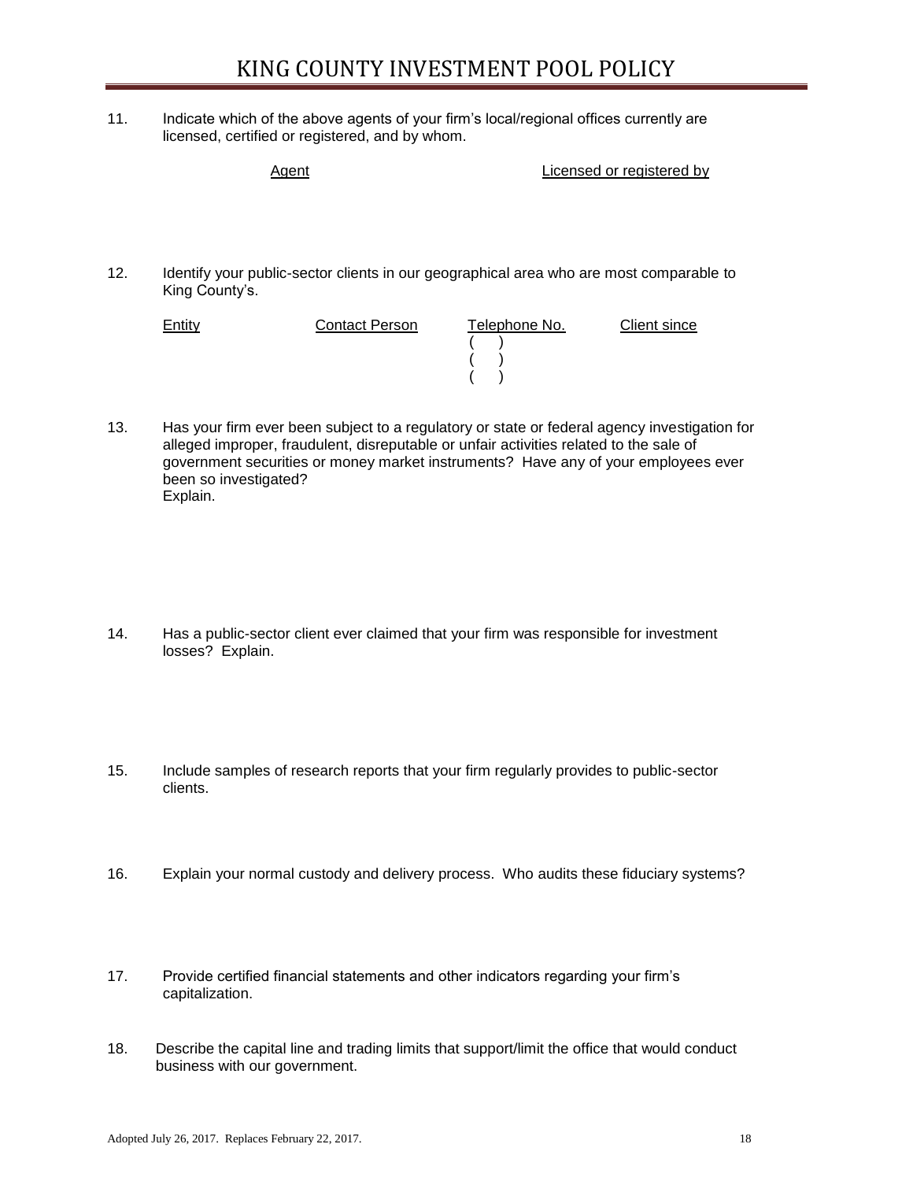11. Indicate which of the above agents of your firm's local/regional offices currently are licensed, certified or registered, and by whom.

| Agent | Licensed or registered by |
|---|---|
| | |

12. Identify your public-sector clients in our geographical area who are most comparable to King County's.

| Entity | Contact Person | Telephone No. | Client since |
|---|---|---|---|
| | | ( ) | |
| | | ( ) | |
| | | ( ) | |

13. Has your firm ever been subject to a regulatory or state or federal agency investigation for alleged improper, fraudulent, disreputable or unfair activities related to the sale of government securities or money market instruments? Have any of your employees ever been so investigated?
Explain.

14. Has a public-sector client ever claimed that your firm was responsible for investment losses? Explain.

15. Include samples of research reports that your firm regularly provides to public-sector clients.

16. Explain your normal custody and delivery process. Who audits these fiduciary systems?

17. Provide certified financial statements and other indicators regarding your firm's capitalization.

18. Describe the capital line and trading limits that support/limit the office that would conduct business with our government.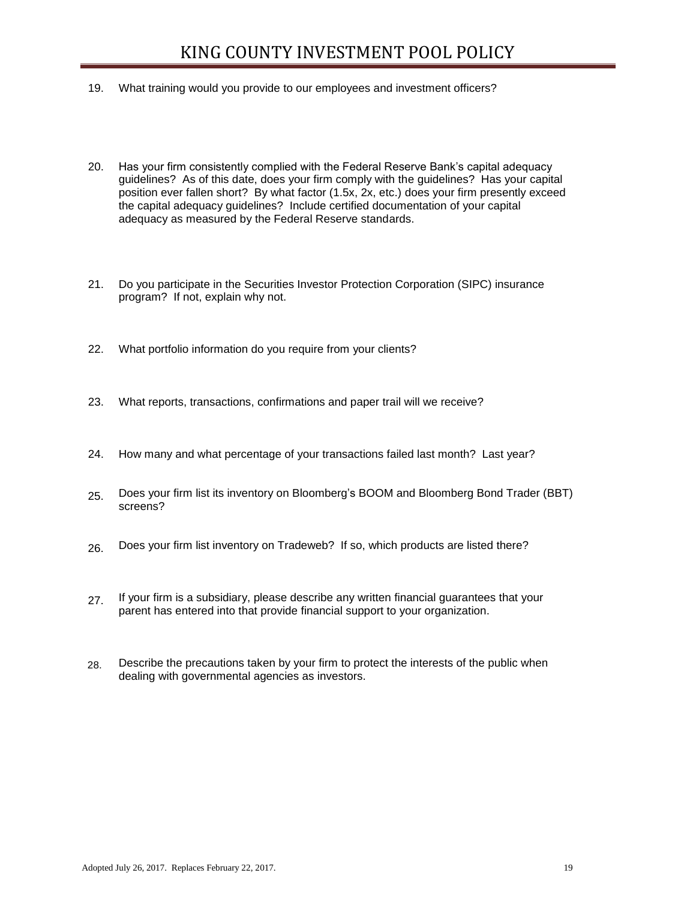19. What training would you provide to our employees and investment officers?

20. Has your firm consistently complied with the Federal Reserve Bank's capital adequacy guidelines? As of this date, does your firm comply with the guidelines? Has your capital position ever fallen short? By what factor (1.5x, 2x, etc.) does your firm presently exceed the capital adequacy guidelines? Include certified documentation of your capital adequacy as measured by the Federal Reserve standards.

21. Do you participate in the Securities Investor Protection Corporation (SIPC) insurance program? If not, explain why not.

22. What portfolio information do you require from your clients?

23. What reports, transactions, confirmations and paper trail will we receive?

24. How many and what percentage of your transactions failed last month? Last year?

25. Does your firm list its inventory on Bloomberg's BOOM and Bloomberg Bond Trader (BBT) screens?

26. Does your firm list inventory on Tradeweb? If so, which products are listed there?

27. If your firm is a subsidiary, please describe any written financial guarantees that your parent has entered into that provide financial support to your organization.

28. Describe the precautions taken by your firm to protect the interests of the public when dealing with governmental agencies as investors.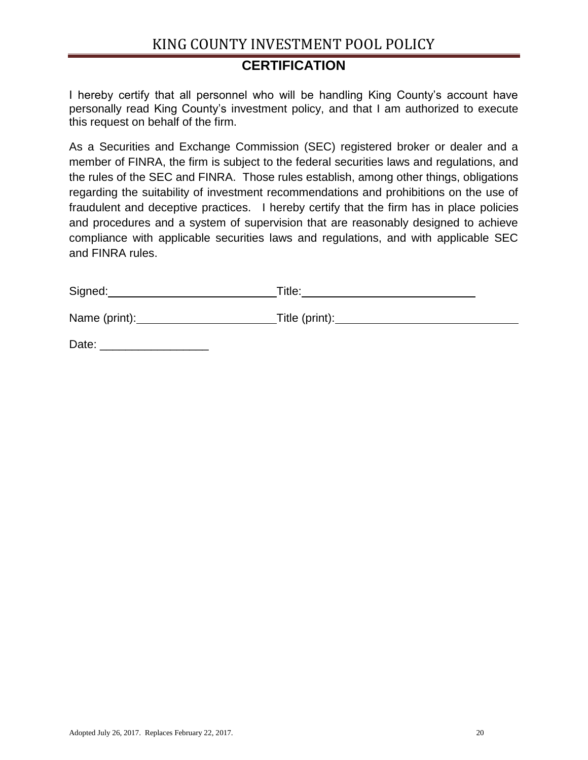## CERTIFICATION

I hereby certify that all personnel who will be handling King County's account have personally read King County's investment policy, and that I am authorized to execute this request on behalf of the firm.

As a Securities and Exchange Commission (SEC) registered broker or dealer and a member of FINRA, the firm is subject to the federal securities laws and regulations, and the rules of the SEC and FINRA. Those rules establish, among other things, obligations regarding the suitability of investment recommendations and prohibitions on the use of fraudulent and deceptive practices. I hereby certify that the firm has in place policies and procedures and a system of supervision that are reasonably designed to achieve compliance with applicable securities laws and regulations, and with applicable SEC and FINRA rules.

Signed:\_\_\_\_\_\_\_\_\_\_\_\_\_\_\_\_\_\_\_\_\_\_\_\_\_\_ Title:\_\_\_\_\_\_\_\_\_\_\_\_\_\_\_\_\_\_\_\_\_\_\_\_\_\_

Name (print):\_\_\_\_\_\_\_\_\_\_\_\_\_\_\_\_\_\_\_\_\_\_ Title (print):\_\_\_\_\_\_\_\_\_\_\_\_\_\_\_\_\_\_\_\_\_\_\_\_\_\_

Date: \_\_\_\_\_\_\_\_\_\_\_\_\_\_\_\_\_

Adopted July 26, 2017. Replaces February 22, 2017.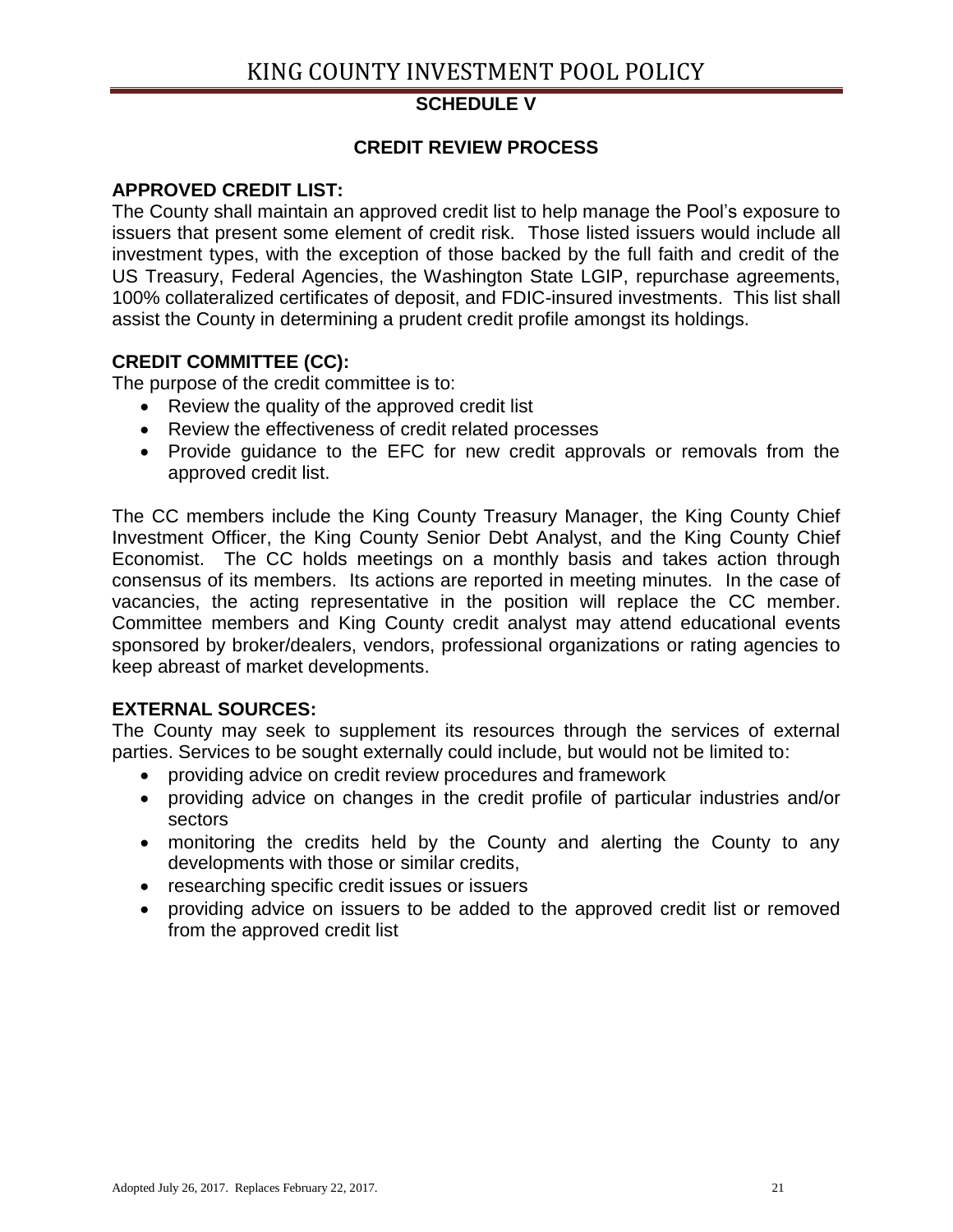## SCHEDULE V

## CREDIT REVIEW PROCESS

### APPROVED CREDIT LIST:

The County shall maintain an approved credit list to help manage the Pool's exposure to issuers that present some element of credit risk. Those listed issuers would include all investment types, with the exception of those backed by the full faith and credit of the US Treasury, Federal Agencies, the Washington State LGIP, repurchase agreements, 100% collateralized certificates of deposit, and FDIC-insured investments. This list shall assist the County in determining a prudent credit profile amongst its holdings.

### CREDIT COMMITTEE (CC):

The purpose of the credit committee is to:

- Review the quality of the approved credit list
- Review the effectiveness of credit related processes
- Provide guidance to the EFC for new credit approvals or removals from the approved credit list.

The CC members include the King County Treasury Manager, the King County Chief Investment Officer, the King County Senior Debt Analyst, and the King County Chief Economist. The CC holds meetings on a monthly basis and takes action through consensus of its members. Its actions are reported in meeting minutes. In the case of vacancies, the acting representative in the position will replace the CC member. Committee members and King County credit analyst may attend educational events sponsored by broker/dealers, vendors, professional organizations or rating agencies to keep abreast of market developments.

### EXTERNAL SOURCES:

The County may seek to supplement its resources through the services of external parties. Services to be sought externally could include, but would not be limited to:

- providing advice on credit review procedures and framework
- providing advice on changes in the credit profile of particular industries and/or sectors
- monitoring the credits held by the County and alerting the County to any developments with those or similar credits,
- researching specific credit issues or issuers
- providing advice on issuers to be added to the approved credit list or removed from the approved credit list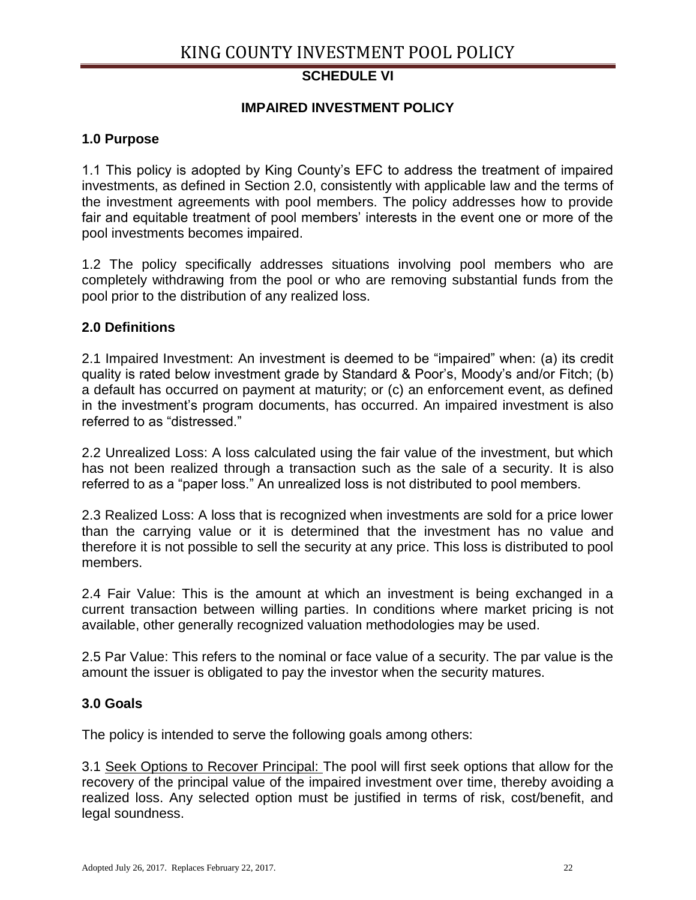## SCHEDULE VI

## IMPAIRED INVESTMENT POLICY

### 1.0 Purpose

1.1 This policy is adopted by King County's EFC to address the treatment of impaired investments, as defined in Section 2.0, consistently with applicable law and the terms of the investment agreements with pool members. The policy addresses how to provide fair and equitable treatment of pool members' interests in the event one or more of the pool investments becomes impaired.

1.2 The policy specifically addresses situations involving pool members who are completely withdrawing from the pool or who are removing substantial funds from the pool prior to the distribution of any realized loss.

### 2.0 Definitions

2.1 Impaired Investment: An investment is deemed to be "impaired" when: (a) its credit quality is rated below investment grade by Standard & Poor's, Moody's and/or Fitch; (b) a default has occurred on payment at maturity; or (c) an enforcement event, as defined in the investment's program documents, has occurred. An impaired investment is also referred to as "distressed."

2.2 Unrealized Loss: A loss calculated using the fair value of the investment, but which has not been realized through a transaction such as the sale of a security. It is also referred to as a "paper loss." An unrealized loss is not distributed to pool members.

2.3 Realized Loss: A loss that is recognized when investments are sold for a price lower than the carrying value or it is determined that the investment has no value and therefore it is not possible to sell the security at any price. This loss is distributed to pool members.

2.4 Fair Value: This is the amount at which an investment is being exchanged in a current transaction between willing parties. In conditions where market pricing is not available, other generally recognized valuation methodologies may be used.

2.5 Par Value: This refers to the nominal or face value of a security. The par value is the amount the issuer is obligated to pay the investor when the security matures.

### 3.0 Goals

The policy is intended to serve the following goals among others:

3.1 Seek Options to Recover Principal: The pool will first seek options that allow for the recovery of the principal value of the impaired investment over time, thereby avoiding a realized loss. Any selected option must be justified in terms of risk, cost/benefit, and legal soundness.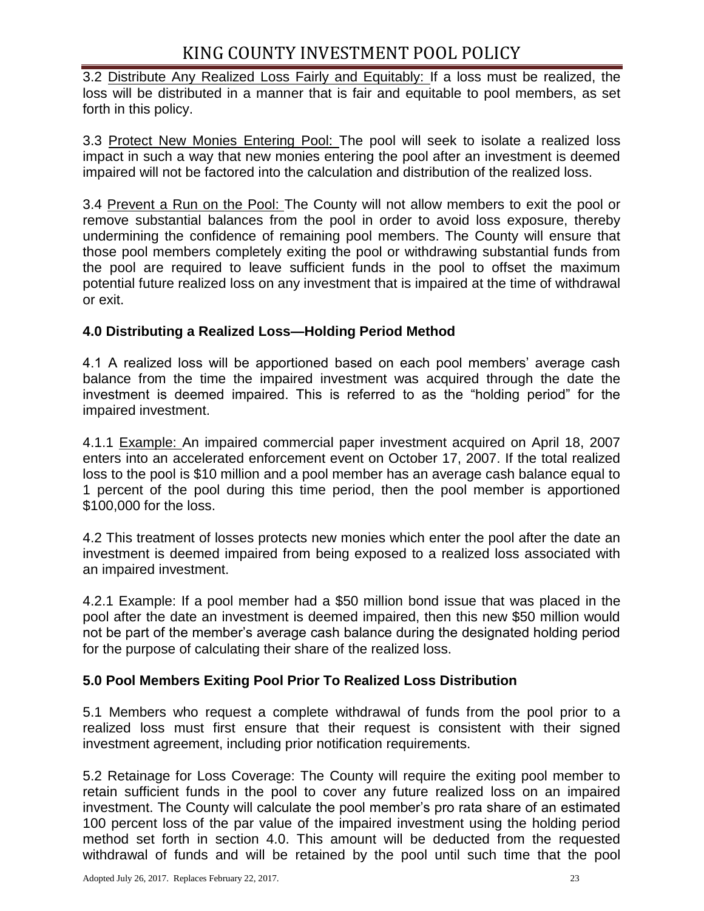3.2 Distribute Any Realized Loss Fairly and Equitably: If a loss must be realized, the loss will be distributed in a manner that is fair and equitable to pool members, as set forth in this policy.

3.3 Protect New Monies Entering Pool: The pool will seek to isolate a realized loss impact in such a way that new monies entering the pool after an investment is deemed impaired will not be factored into the calculation and distribution of the realized loss.

3.4 Prevent a Run on the Pool: The County will not allow members to exit the pool or remove substantial balances from the pool in order to avoid loss exposure, thereby undermining the confidence of remaining pool members. The County will ensure that those pool members completely exiting the pool or withdrawing substantial funds from the pool are required to leave sufficient funds in the pool to offset the maximum potential future realized loss on any investment that is impaired at the time of withdrawal or exit.

### 4.0 Distributing a Realized Loss—Holding Period Method

4.1 A realized loss will be apportioned based on each pool members' average cash balance from the time the impaired investment was acquired through the date the investment is deemed impaired. This is referred to as the "holding period" for the impaired investment.

4.1.1 Example: An impaired commercial paper investment acquired on April 18, 2007 enters into an accelerated enforcement event on October 17, 2007. If the total realized loss to the pool is $10 million and a pool member has an average cash balance equal to 1 percent of the pool during this time period, then the pool member is apportioned $100,000 for the loss.

4.2 This treatment of losses protects new monies which enter the pool after the date an investment is deemed impaired from being exposed to a realized loss associated with an impaired investment.

4.2.1 Example: If a pool member had a $50 million bond issue that was placed in the pool after the date an investment is deemed impaired, then this new $50 million would not be part of the member's average cash balance during the designated holding period for the purpose of calculating their share of the realized loss.

### 5.0 Pool Members Exiting Pool Prior To Realized Loss Distribution

5.1 Members who request a complete withdrawal of funds from the pool prior to a realized loss must first ensure that their request is consistent with their signed investment agreement, including prior notification requirements.

5.2 Retainage for Loss Coverage: The County will require the exiting pool member to retain sufficient funds in the pool to cover any future realized loss on an impaired investment. The County will calculate the pool member's pro rata share of an estimated 100 percent loss of the par value of the impaired investment using the holding period method set forth in section 4.0. This amount will be deducted from the requested withdrawal of funds and will be retained by the pool until such time that the pool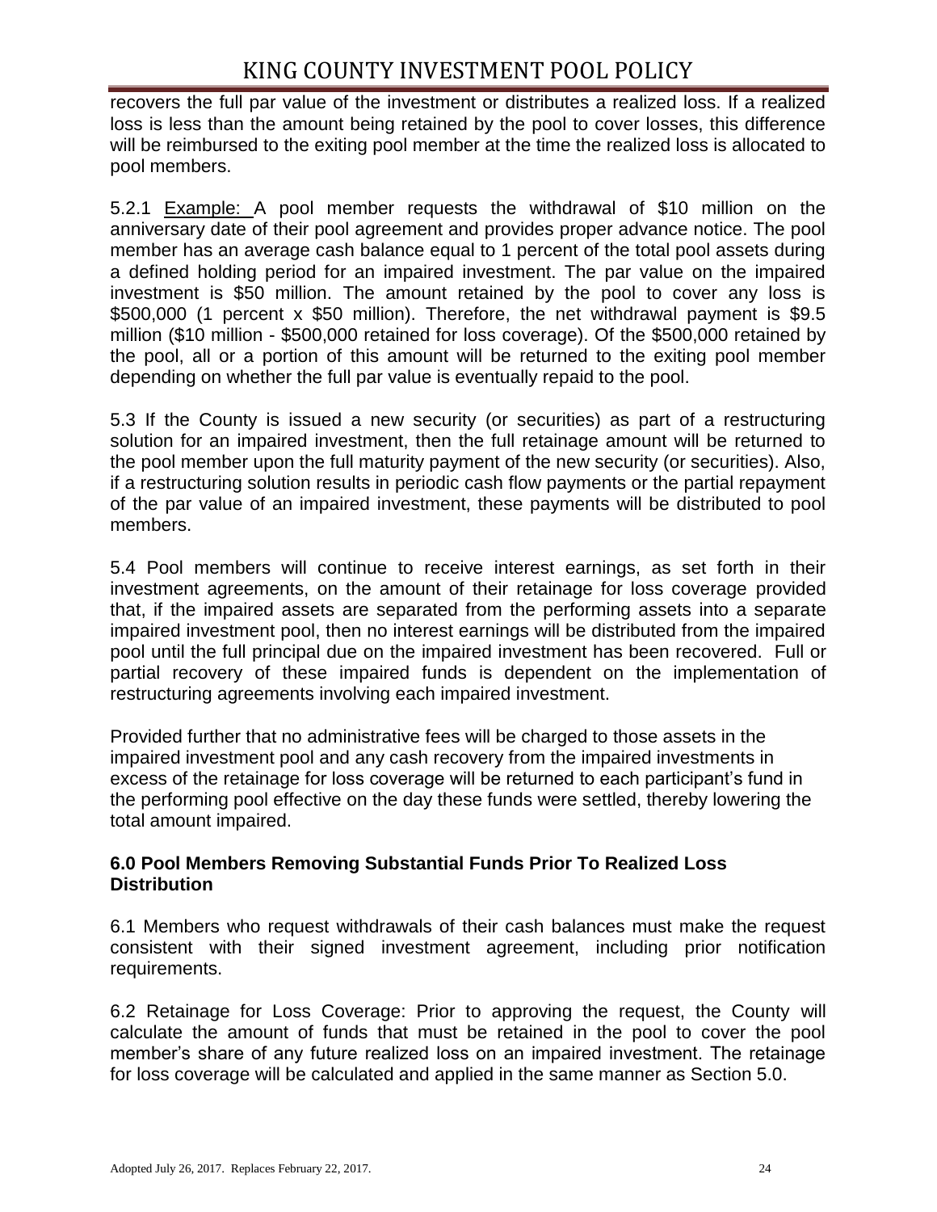recovers the full par value of the investment or distributes a realized loss. If a realized loss is less than the amount being retained by the pool to cover losses, this difference will be reimbursed to the exiting pool member at the time the realized loss is allocated to pool members.

5.2.1 Example: A pool member requests the withdrawal of $10 million on the anniversary date of their pool agreement and provides proper advance notice. The pool member has an average cash balance equal to 1 percent of the total pool assets during a defined holding period for an impaired investment. The par value on the impaired investment is $50 million. The amount retained by the pool to cover any loss is $500,000 (1 percent x $50 million). Therefore, the net withdrawal payment is $9.5 million ($10 million - $500,000 retained for loss coverage). Of the $500,000 retained by the pool, all or a portion of this amount will be returned to the exiting pool member depending on whether the full par value is eventually repaid to the pool.

5.3 If the County is issued a new security (or securities) as part of a restructuring solution for an impaired investment, then the full retainage amount will be returned to the pool member upon the full maturity payment of the new security (or securities). Also, if a restructuring solution results in periodic cash flow payments or the partial repayment of the par value of an impaired investment, these payments will be distributed to pool members.

5.4 Pool members will continue to receive interest earnings, as set forth in their investment agreements, on the amount of their retainage for loss coverage provided that, if the impaired assets are separated from the performing assets into a separate impaired investment pool, then no interest earnings will be distributed from the impaired pool until the full principal due on the impaired investment has been recovered. Full or partial recovery of these impaired funds is dependent on the implementation of restructuring agreements involving each impaired investment.

Provided further that no administrative fees will be charged to those assets in the impaired investment pool and any cash recovery from the impaired investments in excess of the retainage for loss coverage will be returned to each participant's fund in the performing pool effective on the day these funds were settled, thereby lowering the total amount impaired.

### 6.0 Pool Members Removing Substantial Funds Prior To Realized Loss Distribution

6.1 Members who request withdrawals of their cash balances must make the request consistent with their signed investment agreement, including prior notification requirements.

6.2 Retainage for Loss Coverage: Prior to approving the request, the County will calculate the amount of funds that must be retained in the pool to cover the pool member's share of any future realized loss on an impaired investment. The retainage for loss coverage will be calculated and applied in the same manner as Section 5.0.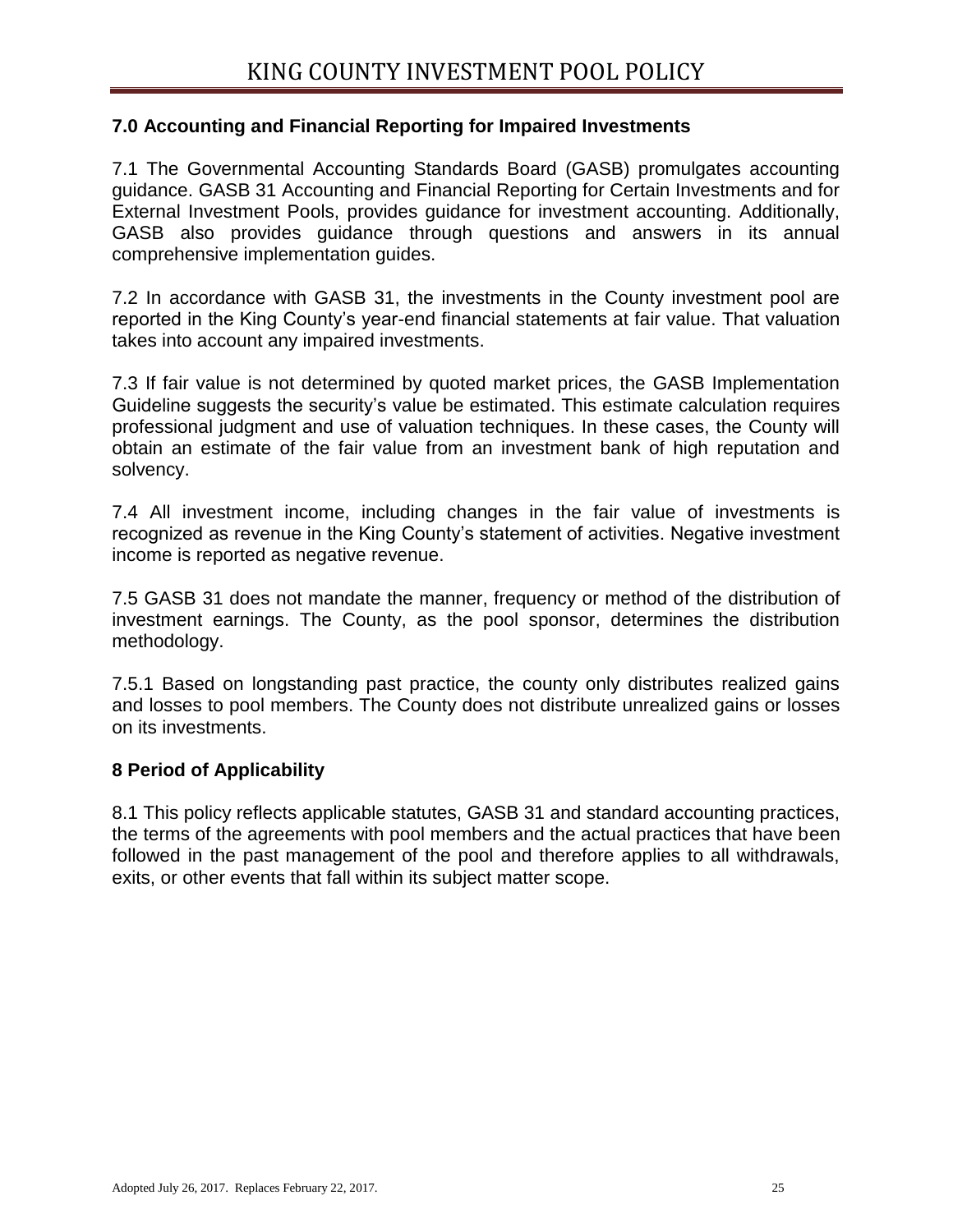## 7.0 Accounting and Financial Reporting for Impaired Investments

7.1 The Governmental Accounting Standards Board (GASB) promulgates accounting guidance. GASB 31 Accounting and Financial Reporting for Certain Investments and for External Investment Pools, provides guidance for investment accounting. Additionally, GASB also provides guidance through questions and answers in its annual comprehensive implementation guides.

7.2 In accordance with GASB 31, the investments in the County investment pool are reported in the King County's year-end financial statements at fair value. That valuation takes into account any impaired investments.

7.3 If fair value is not determined by quoted market prices, the GASB Implementation Guideline suggests the security's value be estimated. This estimate calculation requires professional judgment and use of valuation techniques. In these cases, the County will obtain an estimate of the fair value from an investment bank of high reputation and solvency.

7.4 All investment income, including changes in the fair value of investments is recognized as revenue in the King County's statement of activities. Negative investment income is reported as negative revenue.

7.5 GASB 31 does not mandate the manner, frequency or method of the distribution of investment earnings. The County, as the pool sponsor, determines the distribution methodology.

7.5.1 Based on longstanding past practice, the county only distributes realized gains and losses to pool members. The County does not distribute unrealized gains or losses on its investments.

## 8 Period of Applicability

8.1 This policy reflects applicable statutes, GASB 31 and standard accounting practices, the terms of the agreements with pool members and the actual practices that have been followed in the past management of the pool and therefore applies to all withdrawals, exits, or other events that fall within its subject matter scope.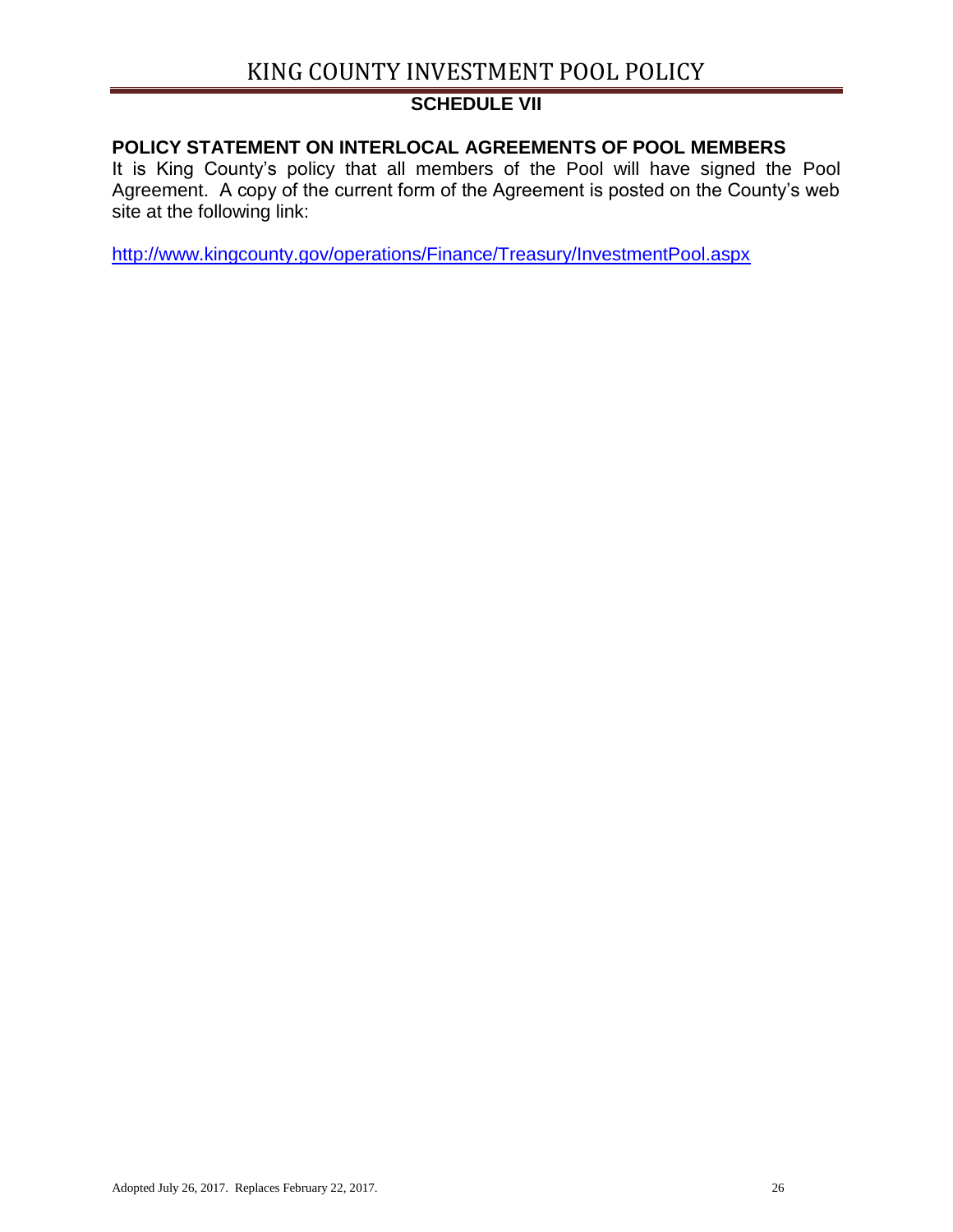## SCHEDULE VII

### POLICY STATEMENT ON INTERLOCAL AGREEMENTS OF POOL MEMBERS

It is King County's policy that all members of the Pool will have signed the Pool Agreement. A copy of the current form of the Agreement is posted on the County's web site at the following link:

http://www.kingcounty.gov/operations/Finance/Treasury/InvestmentPool.aspx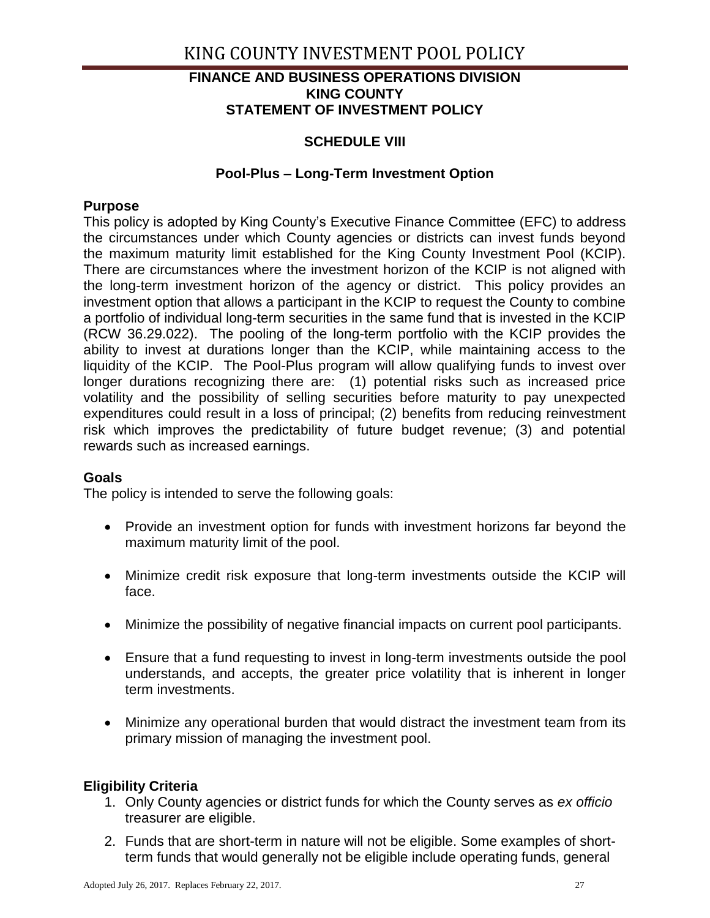# KING COUNTY INVESTMENT POOL POLICY

**FINANCE AND BUSINESS OPERATIONS DIVISION**
**KING COUNTY**
**STATEMENT OF INVESTMENT POLICY**

**SCHEDULE VIII**

**Pool-Plus – Long-Term Investment Option**

### Purpose

This policy is adopted by King County's Executive Finance Committee (EFC) to address the circumstances under which County agencies or districts can invest funds beyond the maximum maturity limit established for the King County Investment Pool (KCIP). There are circumstances where the investment horizon of the KCIP is not aligned with the long-term investment horizon of the agency or district. This policy provides an investment option that allows a participant in the KCIP to request the County to combine a portfolio of individual long-term securities in the same fund that is invested in the KCIP (RCW 36.29.022). The pooling of the long-term portfolio with the KCIP provides the ability to invest at durations longer than the KCIP, while maintaining access to the liquidity of the KCIP. The Pool-Plus program will allow qualifying funds to invest over longer durations recognizing there are: (1) potential risks such as increased price volatility and the possibility of selling securities before maturity to pay unexpected expenditures could result in a loss of principal; (2) benefits from reducing reinvestment risk which improves the predictability of future budget revenue; (3) and potential rewards such as increased earnings.

### Goals

The policy is intended to serve the following goals:

- Provide an investment option for funds with investment horizons far beyond the maximum maturity limit of the pool.
- Minimize credit risk exposure that long-term investments outside the KCIP will face.
- Minimize the possibility of negative financial impacts on current pool participants.
- Ensure that a fund requesting to invest in long-term investments outside the pool understands, and accepts, the greater price volatility that is inherent in longer term investments.
- Minimize any operational burden that would distract the investment team from its primary mission of managing the investment pool.

### Eligibility Criteria

1. Only County agencies or district funds for which the County serves as *ex officio* treasurer are eligible.
2. Funds that are short-term in nature will not be eligible. Some examples of short-term funds that would generally not be eligible include operating funds, general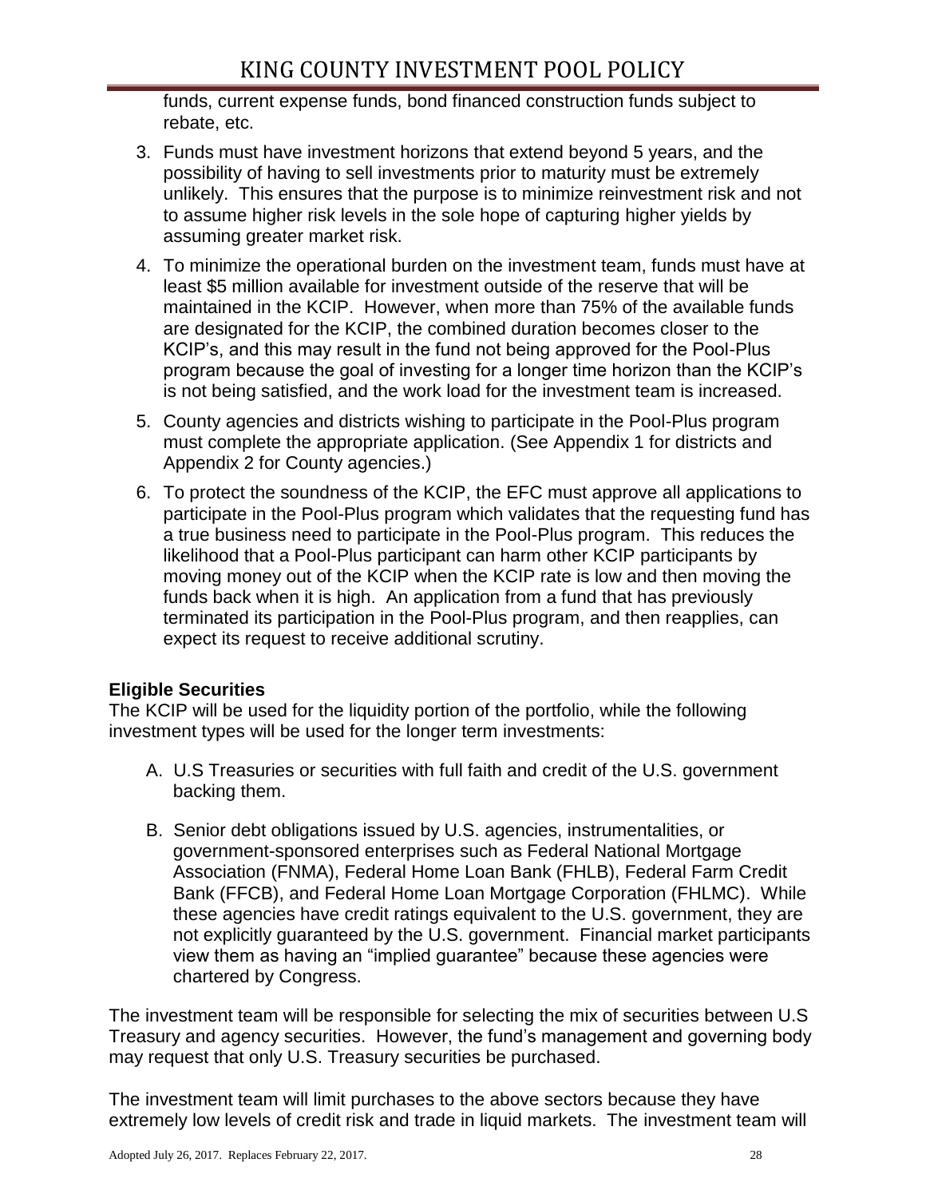funds, current expense funds, bond financed construction funds subject to rebate, etc.

3. Funds must have investment horizons that extend beyond 5 years, and the possibility of having to sell investments prior to maturity must be extremely unlikely. This ensures that the purpose is to minimize reinvestment risk and not to assume higher risk levels in the sole hope of capturing higher yields by assuming greater market risk.
4. To minimize the operational burden on the investment team, funds must have at least $5 million available for investment outside of the reserve that will be maintained in the KCIP. However, when more than 75% of the available funds are designated for the KCIP, the combined duration becomes closer to the KCIP's, and this may result in the fund not being approved for the Pool-Plus program because the goal of investing for a longer time horizon than the KCIP's is not being satisfied, and the work load for the investment team is increased.
5. County agencies and districts wishing to participate in the Pool-Plus program must complete the appropriate application. (See Appendix 1 for districts and Appendix 2 for County agencies.)
6. To protect the soundness of the KCIP, the EFC must approve all applications to participate in the Pool-Plus program which validates that the requesting fund has a true business need to participate in the Pool-Plus program. This reduces the likelihood that a Pool-Plus participant can harm other KCIP participants by moving money out of the KCIP when the KCIP rate is low and then moving the funds back when it is high. An application from a fund that has previously terminated its participation in the Pool-Plus program, and then reapplies, can expect its request to receive additional scrutiny.

**Eligible Securities**

The KCIP will be used for the liquidity portion of the portfolio, while the following investment types will be used for the longer term investments:

A. U.S Treasuries or securities with full faith and credit of the U.S. government backing them.

B. Senior debt obligations issued by U.S. agencies, instrumentalities, or government-sponsored enterprises such as Federal National Mortgage Association (FNMA), Federal Home Loan Bank (FHLB), Federal Farm Credit Bank (FFCB), and Federal Home Loan Mortgage Corporation (FHLMC). While these agencies have credit ratings equivalent to the U.S. government, they are not explicitly guaranteed by the U.S. government. Financial market participants view them as having an "implied guarantee" because these agencies were chartered by Congress.

The investment team will be responsible for selecting the mix of securities between U.S Treasury and agency securities. However, the fund's management and governing body may request that only U.S. Treasury securities be purchased.

The investment team will limit purchases to the above sectors because they have extremely low levels of credit risk and trade in liquid markets. The investment team will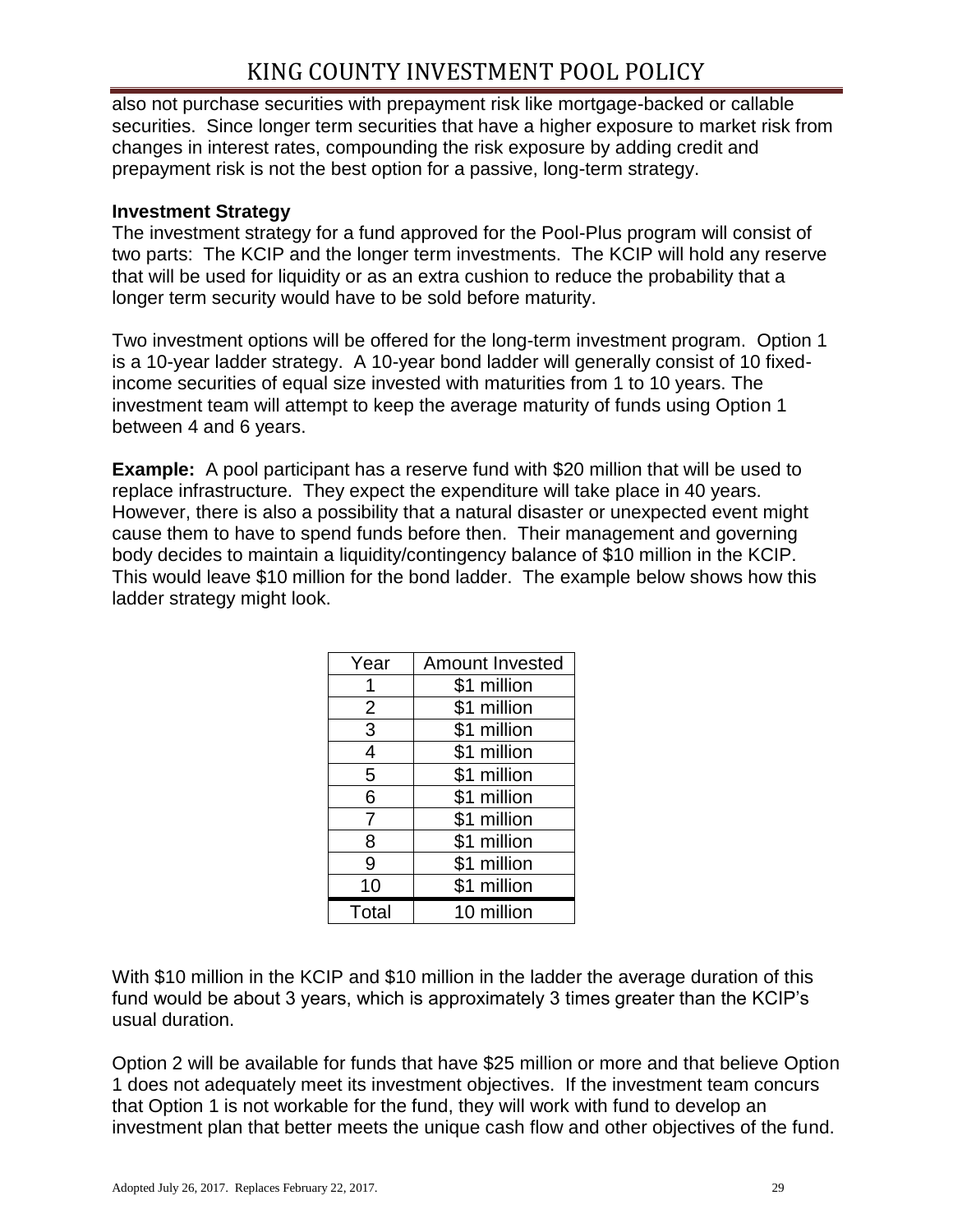also not purchase securities with prepayment risk like mortgage-backed or callable securities. Since longer term securities that have a higher exposure to market risk from changes in interest rates, compounding the risk exposure by adding credit and prepayment risk is not the best option for a passive, long-term strategy.

**Investment Strategy**

The investment strategy for a fund approved for the Pool-Plus program will consist of two parts: The KCIP and the longer term investments. The KCIP will hold any reserve that will be used for liquidity or as an extra cushion to reduce the probability that a longer term security would have to be sold before maturity.

Two investment options will be offered for the long-term investment program. Option 1 is a 10-year ladder strategy. A 10-year bond ladder will generally consist of 10 fixed-income securities of equal size invested with maturities from 1 to 10 years. The investment team will attempt to keep the average maturity of funds using Option 1 between 4 and 6 years.

**Example:** A pool participant has a reserve fund with $20 million that will be used to replace infrastructure. They expect the expenditure will take place in 40 years. However, there is also a possibility that a natural disaster or unexpected event might cause them to have to spend funds before then. Their management and governing body decides to maintain a liquidity/contingency balance of $10 million in the KCIP. This would leave $10 million for the bond ladder. The example below shows how this ladder strategy might look.

| Year | Amount Invested |
|---|---|
| 1 | $1 million |
| 2 | $1 million |
| 3 | $1 million |
| 4 | $1 million |
| 5 | $1 million |
| 6 | $1 million |
| 7 | $1 million |
| 8 | $1 million |
| 9 | $1 million |
| 10 | $1 million |
| Total | 10 million |

With $10 million in the KCIP and $10 million in the ladder the average duration of this fund would be about 3 years, which is approximately 3 times greater than the KCIP's usual duration.

Option 2 will be available for funds that have $25 million or more and that believe Option 1 does not adequately meet its investment objectives. If the investment team concurs that Option 1 is not workable for the fund, they will work with fund to develop an investment plan that better meets the unique cash flow and other objectives of the fund.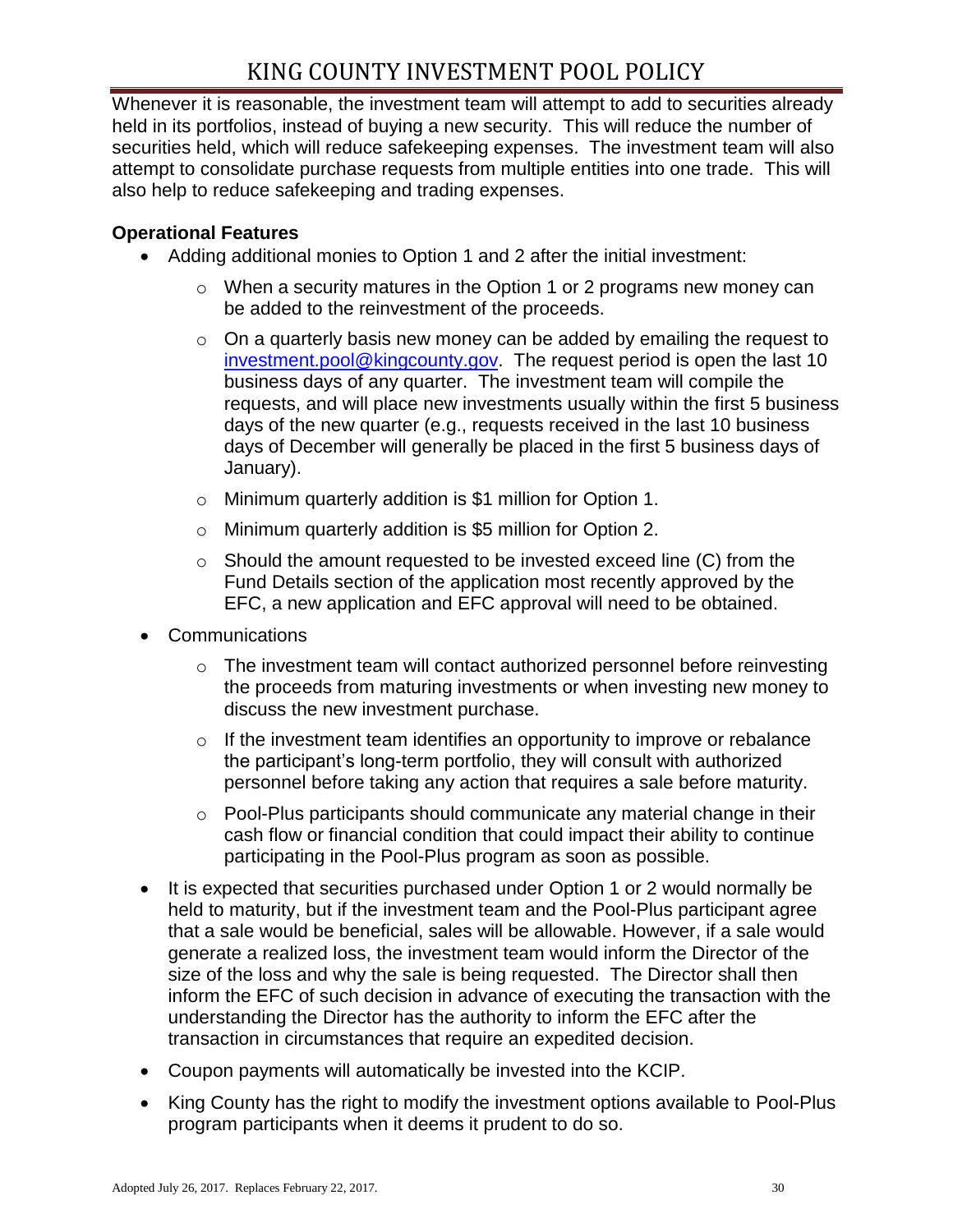Whenever it is reasonable, the investment team will attempt to add to securities already held in its portfolios, instead of buying a new security. This will reduce the number of securities held, which will reduce safekeeping expenses. The investment team will also attempt to consolidate purchase requests from multiple entities into one trade. This will also help to reduce safekeeping and trading expenses.

**Operational Features**

- Adding additional monies to Option 1 and 2 after the initial investment:
  - When a security matures in the Option 1 or 2 programs new money can be added to the reinvestment of the proceeds.
  - On a quarterly basis new money can be added by emailing the request to investment.pool@kingcounty.gov. The request period is open the last 10 business days of any quarter. The investment team will compile the requests, and will place new investments usually within the first 5 business days of the new quarter (e.g., requests received in the last 10 business days of December will generally be placed in the first 5 business days of January).
  - Minimum quarterly addition is $1 million for Option 1.
  - Minimum quarterly addition is $5 million for Option 2.
  - Should the amount requested to be invested exceed line (C) from the Fund Details section of the application most recently approved by the EFC, a new application and EFC approval will need to be obtained.
- Communications
  - The investment team will contact authorized personnel before reinvesting the proceeds from maturing investments or when investing new money to discuss the new investment purchase.
  - If the investment team identifies an opportunity to improve or rebalance the participant's long-term portfolio, they will consult with authorized personnel before taking any action that requires a sale before maturity.
  - Pool-Plus participants should communicate any material change in their cash flow or financial condition that could impact their ability to continue participating in the Pool-Plus program as soon as possible.
- It is expected that securities purchased under Option 1 or 2 would normally be held to maturity, but if the investment team and the Pool-Plus participant agree that a sale would be beneficial, sales will be allowable. However, if a sale would generate a realized loss, the investment team would inform the Director of the size of the loss and why the sale is being requested. The Director shall then inform the EFC of such decision in advance of executing the transaction with the understanding the Director has the authority to inform the EFC after the transaction in circumstances that require an expedited decision.
- Coupon payments will automatically be invested into the KCIP.
- King County has the right to modify the investment options available to Pool-Plus program participants when it deems it prudent to do so.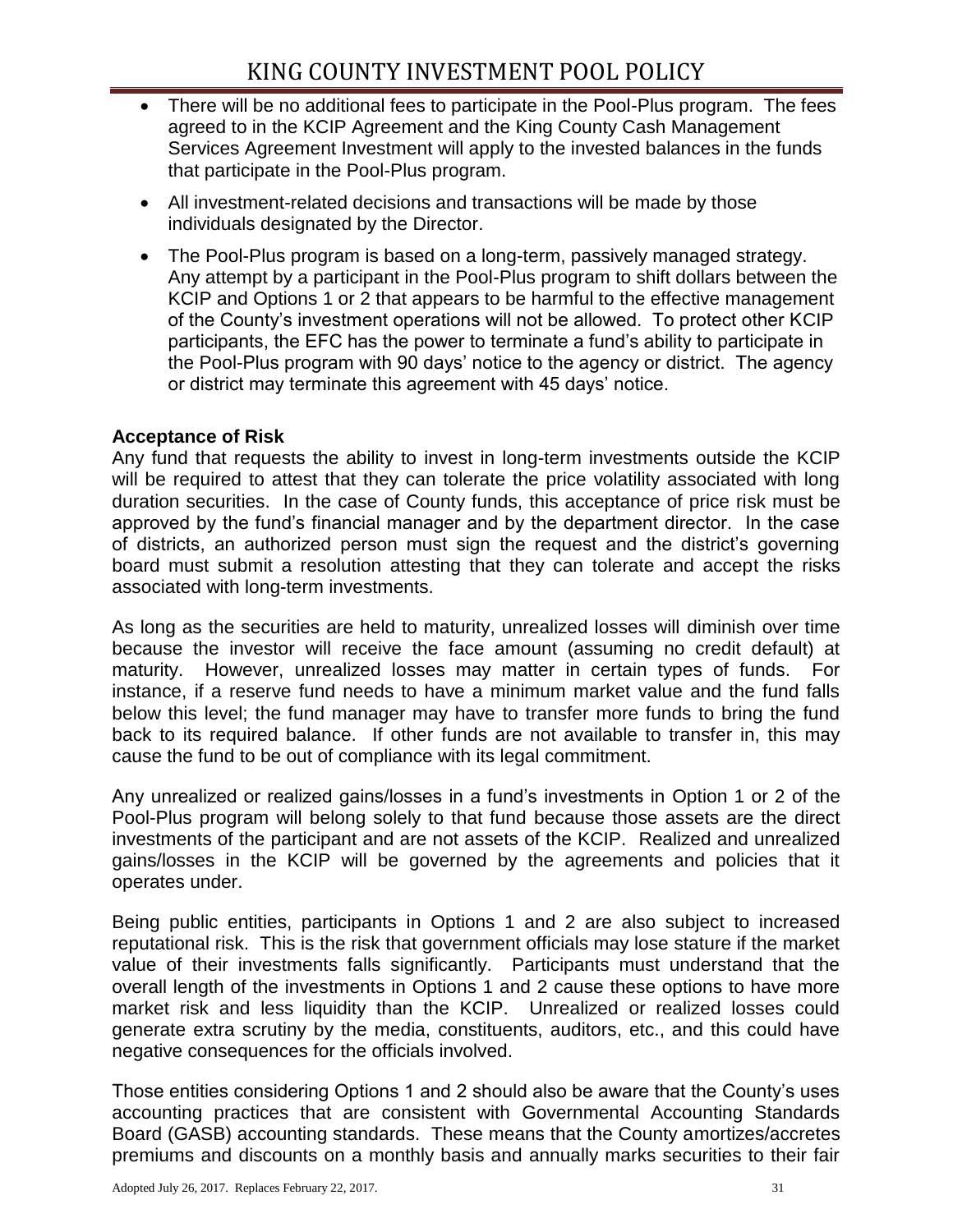- There will be no additional fees to participate in the Pool-Plus program. The fees agreed to in the KCIP Agreement and the King County Cash Management Services Agreement Investment will apply to the invested balances in the funds that participate in the Pool-Plus program.
- All investment-related decisions and transactions will be made by those individuals designated by the Director.
- The Pool-Plus program is based on a long-term, passively managed strategy. Any attempt by a participant in the Pool-Plus program to shift dollars between the KCIP and Options 1 or 2 that appears to be harmful to the effective management of the County's investment operations will not be allowed. To protect other KCIP participants, the EFC has the power to terminate a fund's ability to participate in the Pool-Plus program with 90 days' notice to the agency or district. The agency or district may terminate this agreement with 45 days' notice.

**Acceptance of Risk**

Any fund that requests the ability to invest in long-term investments outside the KCIP will be required to attest that they can tolerate the price volatility associated with long duration securities. In the case of County funds, this acceptance of price risk must be approved by the fund's financial manager and by the department director. In the case of districts, an authorized person must sign the request and the district's governing board must submit a resolution attesting that they can tolerate and accept the risks associated with long-term investments.

As long as the securities are held to maturity, unrealized losses will diminish over time because the investor will receive the face amount (assuming no credit default) at maturity. However, unrealized losses may matter in certain types of funds. For instance, if a reserve fund needs to have a minimum market value and the fund falls below this level; the fund manager may have to transfer more funds to bring the fund back to its required balance. If other funds are not available to transfer in, this may cause the fund to be out of compliance with its legal commitment.

Any unrealized or realized gains/losses in a fund's investments in Option 1 or 2 of the Pool-Plus program will belong solely to that fund because those assets are the direct investments of the participant and are not assets of the KCIP. Realized and unrealized gains/losses in the KCIP will be governed by the agreements and policies that it operates under.

Being public entities, participants in Options 1 and 2 are also subject to increased reputational risk. This is the risk that government officials may lose stature if the market value of their investments falls significantly. Participants must understand that the overall length of the investments in Options 1 and 2 cause these options to have more market risk and less liquidity than the KCIP. Unrealized or realized losses could generate extra scrutiny by the media, constituents, auditors, etc., and this could have negative consequences for the officials involved.

Those entities considering Options 1 and 2 should also be aware that the County's uses accounting practices that are consistent with Governmental Accounting Standards Board (GASB) accounting standards. These means that the County amortizes/accretes premiums and discounts on a monthly basis and annually marks securities to their fair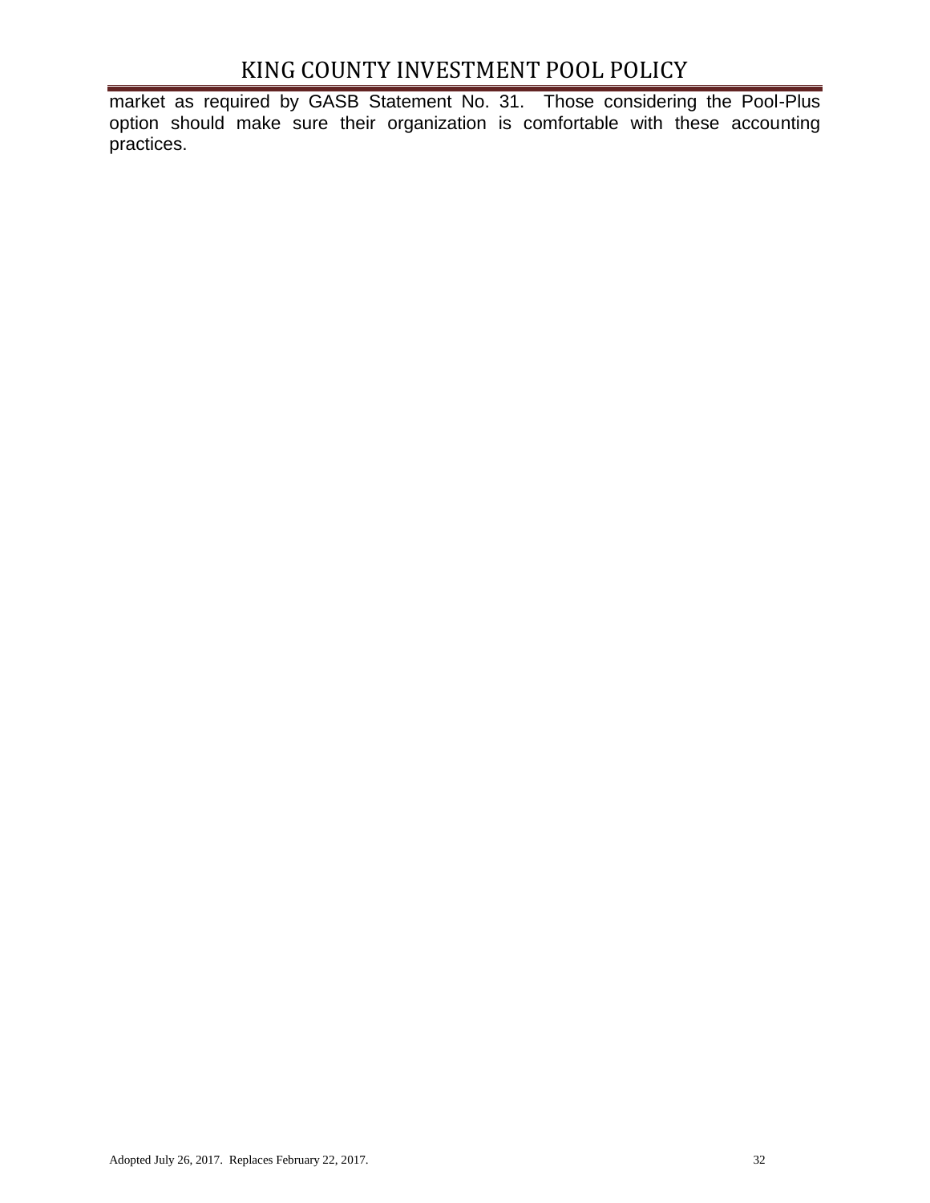market as required by GASB Statement No. 31. Those considering the Pool-Plus option should make sure their organization is comfortable with these accounting practices.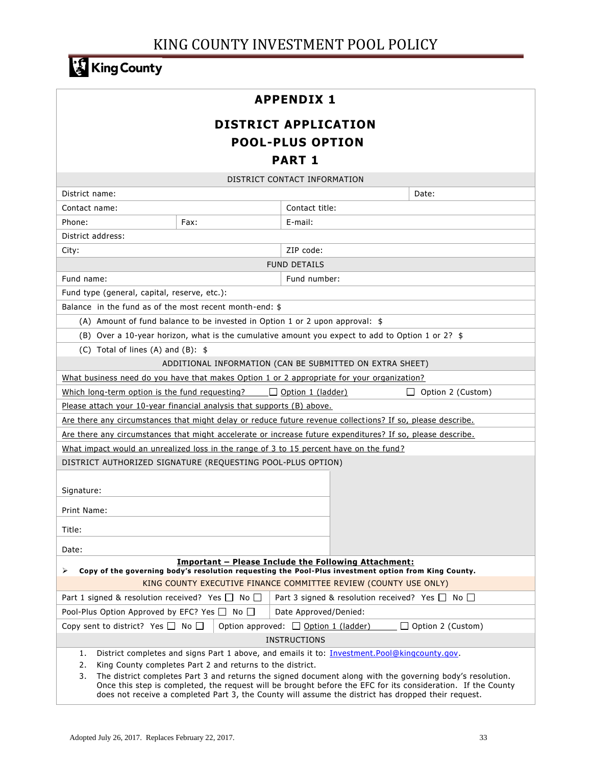# APPENDIX 1

## DISTRICT APPLICATION

## POOL-PLUS OPTION

## PART 1

| DISTRICT CONTACT INFORMATION | | | |
|---|---|---|---|
| District name: | | | Date: |
| Contact name: | | Contact title: | |
| Phone: | Fax: | E-mail: | |
| District address: | | | |
| City: | | ZIP code: | |

| FUND DETAILS | |
|---|---|
| Fund name: | Fund number: |
| Fund type (general, capital, reserve, etc.): | |
| Balance in the fund as of the most recent month-end: $ | |
| (A) Amount of fund balance to be invested in Option 1 or 2 upon approval: $ | |
| (B) Over a 10-year horizon, what is the cumulative amount you expect to add to Option 1 or 2? $ | |
| (C) Total of lines (A) and (B): $ | |

| ADDITIONAL INFORMATION (CAN BE SUBMITTED ON EXTRA SHEET) | | |
|---|---|---|
| What business need do you have that makes Option 1 or 2 appropriate for your organization? | | |
| Which long-term option is the fund requesting? | ☐ Option 1 (ladder) | ☐ Option 2 (Custom) |
| Please attach your 10-year financial analysis that supports (B) above. | | |
| Are there any circumstances that might delay or reduce future revenue collections? If so, please describe. | | |
| Are there any circumstances that might accelerate or increase future expenditures? If so, please describe. | | |
| What impact would an unrealized loss in the range of 3 to 15 percent have on the fund? | | |

| DISTRICT AUTHORIZED SIGNATURE (REQUESTING POOL-PLUS OPTION) |
|---|
| Signature: |
| Print Name: |
| Title: |
| Date: |

**Important – Please Include the Following Attachment:**

- **Copy of the governing body's resolution requesting the Pool-Plus investment option from King County.**

| KING COUNTY EXECUTIVE FINANCE COMMITTEE REVIEW (COUNTY USE ONLY) | |
|---|---|
| Part 1 signed & resolution received? Yes ☐ No ☐ | Part 3 signed & resolution received? Yes ☐ No ☐ |
| Pool-Plus Option Approved by EFC? Yes ☐ No ☐ | Date Approved/Denied: |
| Copy sent to district? Yes ☐ No ☐ | Option approved: ☐ Option 1 (ladder) ☐ Option 2 (Custom) |

INSTRUCTIONS

1. District completes and signs Part 1 above, and emails it to: Investment.Pool@kingcounty.gov.
2. King County completes Part 2 and returns to the district.
3. The district completes Part 3 and returns the signed document along with the governing body's resolution. Once this step is completed, the request will be brought before the EFC for its consideration. If the County does not receive a completed Part 3, the County will assume the district has dropped their request.

Adopted July 26, 2017. Replaces February 22, 2017.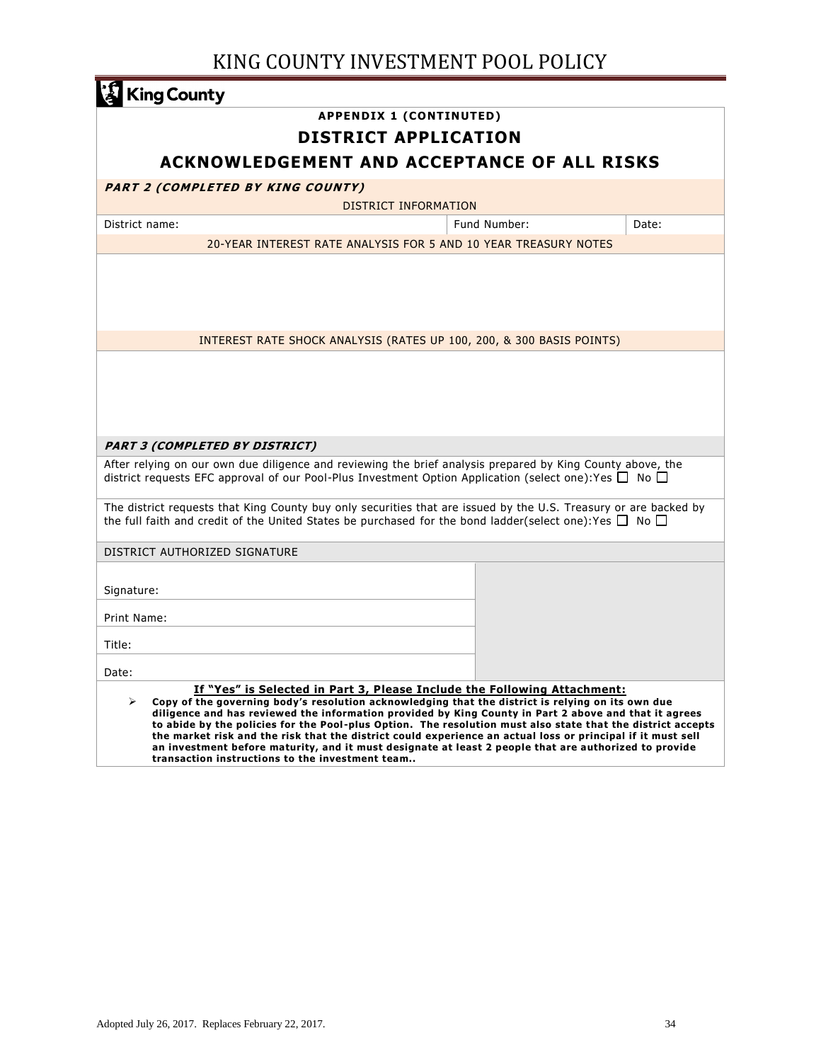# KING COUNTY INVESTMENT POOL POLICY

King County

**APPENDIX 1 (CONTINUTED)**

## DISTRICT APPLICATION

## ACKNOWLEDGEMENT AND ACCEPTANCE OF ALL RISKS

***PART 2 (COMPLETED BY KING COUNTY)***

DISTRICT INFORMATION

| District name: | Fund Number: | Date: |
|---|---|---|

20-YEAR INTEREST RATE ANALYSIS FOR 5 AND 10 YEAR TREASURY NOTES

INTEREST RATE SHOCK ANALYSIS (RATES UP 100, 200, & 300 BASIS POINTS)

***PART 3 (COMPLETED BY DISTRICT)***

After relying on our own due diligence and reviewing the brief analysis prepared by King County above, the district requests EFC approval of our Pool-Plus Investment Option Application (select one):Yes ☐ No ☐

The district requests that King County buy only securities that are issued by the U.S. Treasury or are backed by the full faith and credit of the United States be purchased for the bond ladder(select one):Yes ☐ No ☐

DISTRICT AUTHORIZED SIGNATURE

Signature:

Print Name:

Title:

Date:

**If "Yes" is Selected in Part 3, Please Include the Following Attachment:**

- **Copy of the governing body's resolution acknowledging that the district is relying on its own due diligence and has reviewed the information provided by King County in Part 2 above and that it agrees to abide by the policies for the Pool-plus Option. The resolution must also state that the district accepts the market risk and the risk that the district could experience an actual loss or principal if it must sell an investment before maturity, and it must designate at least 2 people that are authorized to provide transaction instructions to the investment team..**

Adopted July 26, 2017. Replaces February 22, 2017.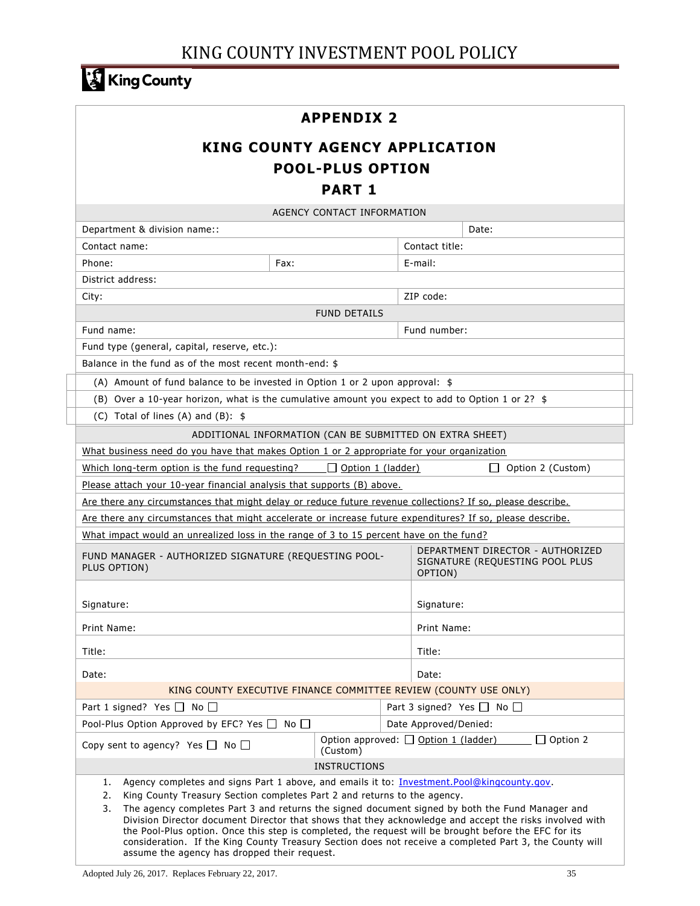# APPENDIX 2

## KING COUNTY AGENCY APPLICATION

## POOL-PLUS OPTION

## PART 1

| AGENCY CONTACT INFORMATION | | |
|---|---|---|
| Department & division name:: | | Date: |
| Contact name: | | Contact title: |
| Phone: | Fax: | E-mail: |
| District address: | | |
| City: | | ZIP code: |

| FUND DETAILS | |
|---|---|
| Fund name: | Fund number: |
| Fund type (general, capital, reserve, etc.): | |
| Balance in the fund as of the most recent month-end: $ | |
| (A) Amount of fund balance to be invested in Option 1 or 2 upon approval: $ | |
| (B) Over a 10-year horizon, what is the cumulative amount you expect to add to Option 1 or 2? $ | |
| (C) Total of lines (A) and (B): $ | |

| ADDITIONAL INFORMATION (CAN BE SUBMITTED ON EXTRA SHEET) |
|---|
| What business need do you have that makes Option 1 or 2 appropriate for your organization |
| Which long-term option is the fund requesting? ☐ Option 1 (ladder) ☐ Option 2 (Custom) |
| Please attach your 10-year financial analysis that supports (B) above. |
| Are there any circumstances that might delay or reduce future revenue collections? If so, please describe. |
| Are there any circumstances that might accelerate or increase future expenditures? If so, please describe. |
| What impact would an unrealized loss in the range of 3 to 15 percent have on the fund? |

| FUND MANAGER - AUTHORIZED SIGNATURE (REQUESTING POOL-PLUS OPTION) | DEPARTMENT DIRECTOR - AUTHORIZED SIGNATURE (REQUESTING POOL PLUS OPTION) |
|---|---|
| Signature: | Signature: |
| Print Name: | Print Name: |
| Title: | Title: |
| Date: | Date: |

| KING COUNTY EXECUTIVE FINANCE COMMITTEE REVIEW (COUNTY USE ONLY) | |
|---|---|
| Part 1 signed? Yes ☐ No ☐ | Part 3 signed? Yes ☐ No ☐ |
| Pool-Plus Option Approved by EFC? Yes ☐ No ☐ | Date Approved/Denied: |
| Copy sent to agency? Yes ☐ No ☐ | Option approved: ☐ Option 1 (ladder) ☐ Option 2 (Custom) |

**INSTRUCTIONS**

1. Agency completes and signs Part 1 above, and emails it to: Investment.Pool@kingcounty.gov.
2. King County Treasury Section completes Part 2 and returns to the agency.
3. The agency completes Part 3 and returns the signed document signed by both the Fund Manager and Division Director document Director that shows that they acknowledge and accept the risks involved with the Pool-Plus option. Once this step is completed, the request will be brought before the EFC for its consideration. If the King County Treasury Section does not receive a completed Part 3, the County will assume the agency has dropped their request.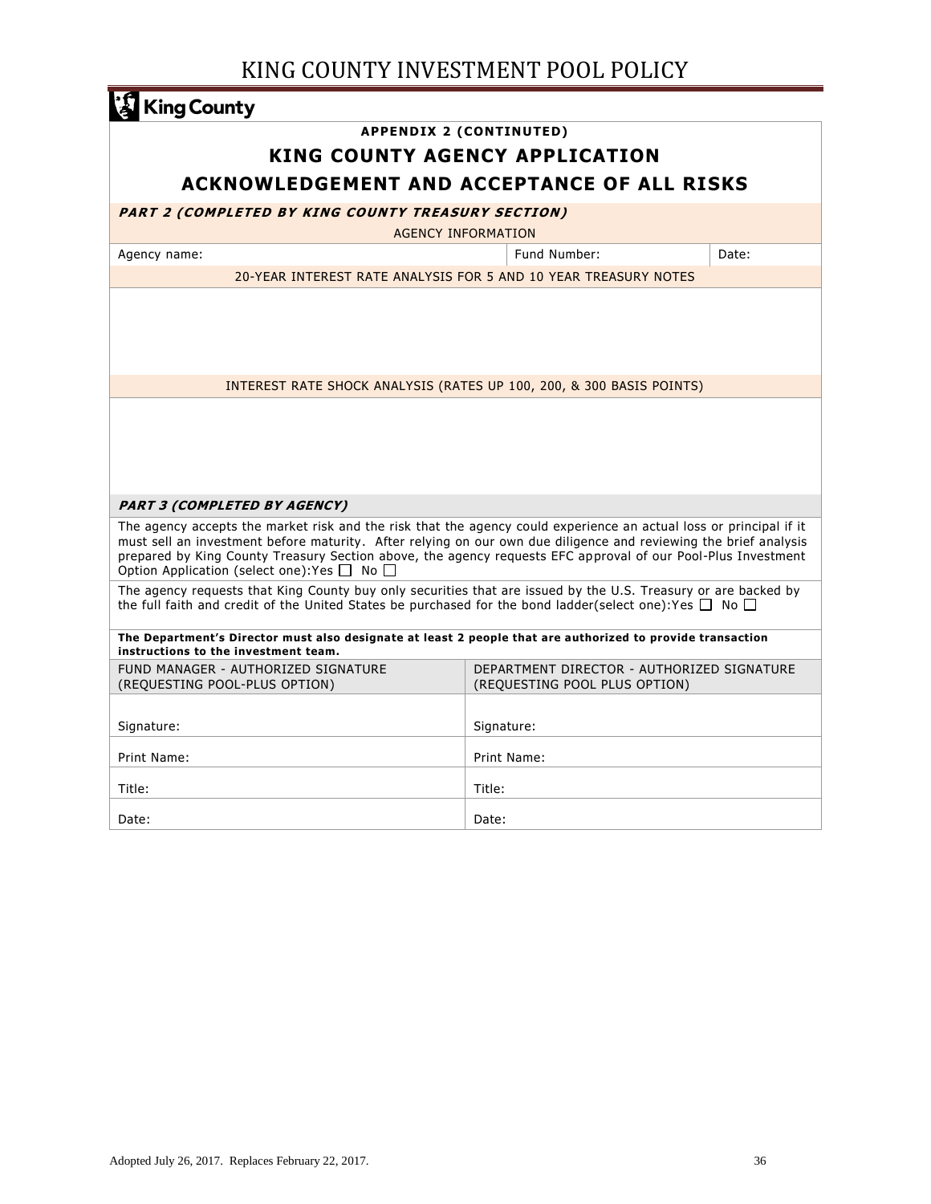**APPENDIX 2 (CONTINUTED)**

## KING COUNTY AGENCY APPLICATION

## ACKNOWLEDGEMENT AND ACCEPTANCE OF ALL RISKS

***PART 2 (COMPLETED BY KING COUNTY TREASURY SECTION)***

AGENCY INFORMATION

| Agency name: | Fund Number: | Date: |
|---|---|---|

20-YEAR INTEREST RATE ANALYSIS FOR 5 AND 10 YEAR TREASURY NOTES

INTEREST RATE SHOCK ANALYSIS (RATES UP 100, 200, & 300 BASIS POINTS)

***PART 3 (COMPLETED BY AGENCY)***

The agency accepts the market risk and the risk that the agency could experience an actual loss or principal if it must sell an investment before maturity. After relying on our own due diligence and reviewing the brief analysis prepared by King County Treasury Section above, the agency requests EFC approval of our Pool-Plus Investment Option Application (select one):Yes ☐ No ☐

The agency requests that King County buy only securities that are issued by the U.S. Treasury or are backed by the full faith and credit of the United States be purchased for the bond ladder(select one):Yes ☐ No ☐

**The Department's Director must also designate at least 2 people that are authorized to provide transaction instructions to the investment team.**

| FUND MANAGER - AUTHORIZED SIGNATURE (REQUESTING POOL-PLUS OPTION) | DEPARTMENT DIRECTOR - AUTHORIZED SIGNATURE (REQUESTING POOL PLUS OPTION) |
|---|---|
| Signature: | Signature: |
| Print Name: | Print Name: |
| Title: | Title: |
| Date: | Date: |

Adopted July 26, 2017. Replaces February 22, 2017.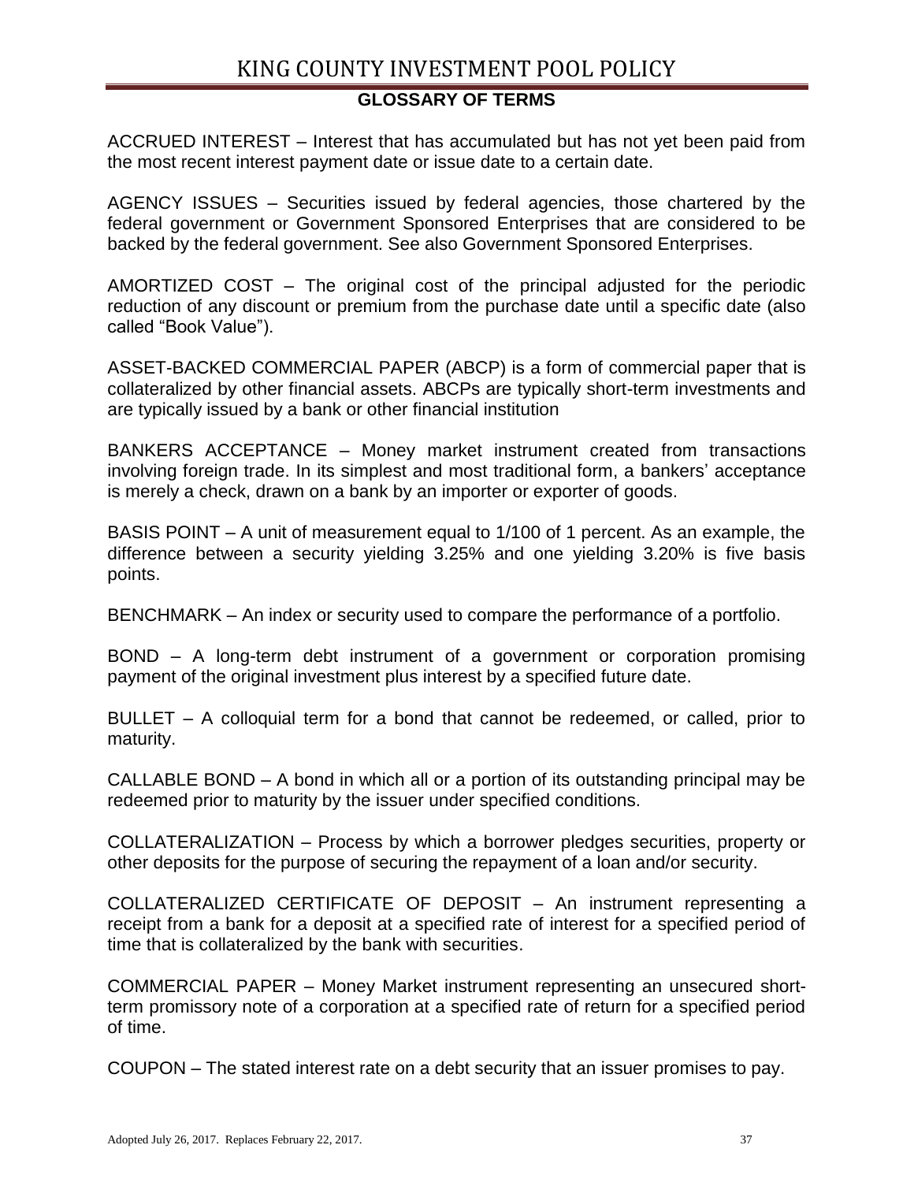## GLOSSARY OF TERMS

ACCRUED INTEREST – Interest that has accumulated but has not yet been paid from the most recent interest payment date or issue date to a certain date.

AGENCY ISSUES – Securities issued by federal agencies, those chartered by the federal government or Government Sponsored Enterprises that are considered to be backed by the federal government. See also Government Sponsored Enterprises.

AMORTIZED COST – The original cost of the principal adjusted for the periodic reduction of any discount or premium from the purchase date until a specific date (also called "Book Value").

ASSET-BACKED COMMERCIAL PAPER (ABCP) is a form of commercial paper that is collateralized by other financial assets. ABCPs are typically short-term investments and are typically issued by a bank or other financial institution

BANKERS ACCEPTANCE – Money market instrument created from transactions involving foreign trade. In its simplest and most traditional form, a bankers' acceptance is merely a check, drawn on a bank by an importer or exporter of goods.

BASIS POINT – A unit of measurement equal to 1/100 of 1 percent. As an example, the difference between a security yielding 3.25% and one yielding 3.20% is five basis points.

BENCHMARK – An index or security used to compare the performance of a portfolio.

BOND – A long-term debt instrument of a government or corporation promising payment of the original investment plus interest by a specified future date.

BULLET – A colloquial term for a bond that cannot be redeemed, or called, prior to maturity.

CALLABLE BOND – A bond in which all or a portion of its outstanding principal may be redeemed prior to maturity by the issuer under specified conditions.

COLLATERALIZATION – Process by which a borrower pledges securities, property or other deposits for the purpose of securing the repayment of a loan and/or security.

COLLATERALIZED CERTIFICATE OF DEPOSIT – An instrument representing a receipt from a bank for a deposit at a specified rate of interest for a specified period of time that is collateralized by the bank with securities.

COMMERCIAL PAPER – Money Market instrument representing an unsecured short-term promissory note of a corporation at a specified rate of return for a specified period of time.

COUPON – The stated interest rate on a debt security that an issuer promises to pay.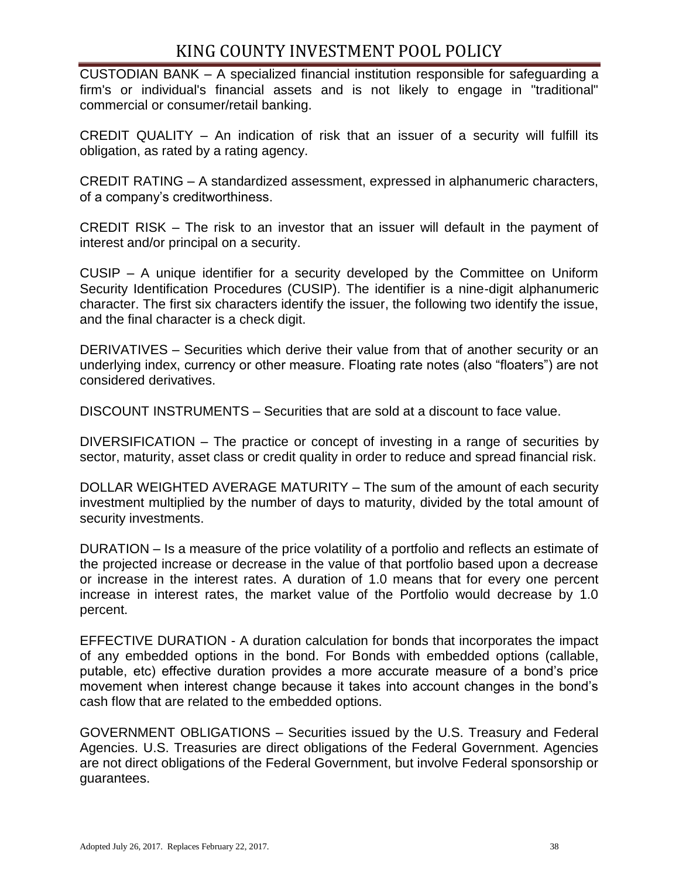CUSTODIAN BANK – A specialized financial institution responsible for safeguarding a firm's or individual's financial assets and is not likely to engage in "traditional" commercial or consumer/retail banking.

CREDIT QUALITY – An indication of risk that an issuer of a security will fulfill its obligation, as rated by a rating agency.

CREDIT RATING – A standardized assessment, expressed in alphanumeric characters, of a company's creditworthiness.

CREDIT RISK – The risk to an investor that an issuer will default in the payment of interest and/or principal on a security.

CUSIP – A unique identifier for a security developed by the Committee on Uniform Security Identification Procedures (CUSIP). The identifier is a nine-digit alphanumeric character. The first six characters identify the issuer, the following two identify the issue, and the final character is a check digit.

DERIVATIVES – Securities which derive their value from that of another security or an underlying index, currency or other measure. Floating rate notes (also "floaters") are not considered derivatives.

DISCOUNT INSTRUMENTS – Securities that are sold at a discount to face value.

DIVERSIFICATION – The practice or concept of investing in a range of securities by sector, maturity, asset class or credit quality in order to reduce and spread financial risk.

DOLLAR WEIGHTED AVERAGE MATURITY – The sum of the amount of each security investment multiplied by the number of days to maturity, divided by the total amount of security investments.

DURATION – Is a measure of the price volatility of a portfolio and reflects an estimate of the projected increase or decrease in the value of that portfolio based upon a decrease or increase in the interest rates. A duration of 1.0 means that for every one percent increase in interest rates, the market value of the Portfolio would decrease by 1.0 percent.

EFFECTIVE DURATION - A duration calculation for bonds that incorporates the impact of any embedded options in the bond. For Bonds with embedded options (callable, putable, etc) effective duration provides a more accurate measure of a bond's price movement when interest change because it takes into account changes in the bond's cash flow that are related to the embedded options.

GOVERNMENT OBLIGATIONS – Securities issued by the U.S. Treasury and Federal Agencies. U.S. Treasuries are direct obligations of the Federal Government. Agencies are not direct obligations of the Federal Government, but involve Federal sponsorship or guarantees.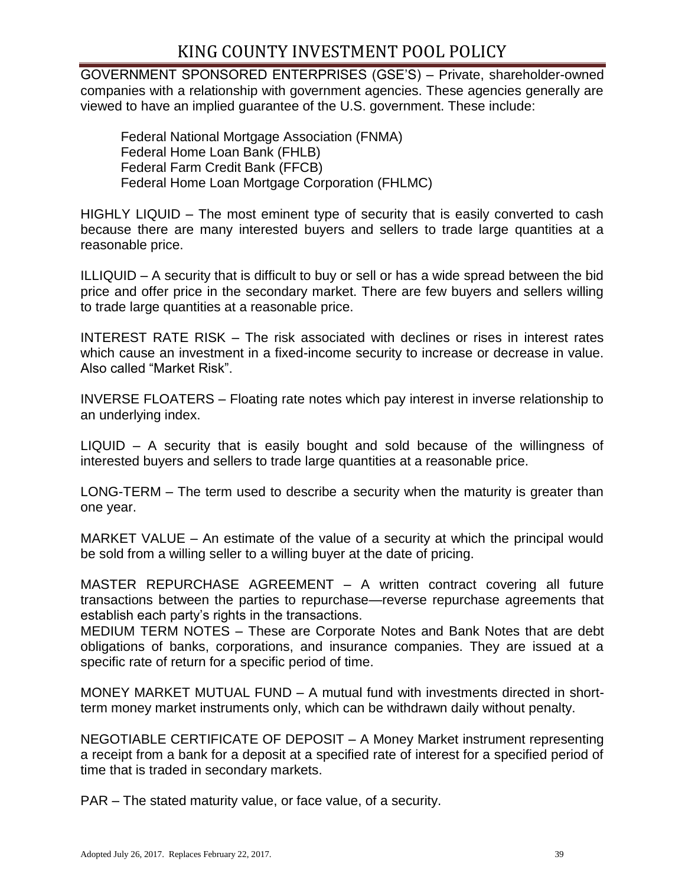GOVERNMENT SPONSORED ENTERPRISES (GSE'S) – Private, shareholder-owned companies with a relationship with government agencies. These agencies generally are viewed to have an implied guarantee of the U.S. government. These include:

Federal National Mortgage Association (FNMA)
Federal Home Loan Bank (FHLB)
Federal Farm Credit Bank (FFCB)
Federal Home Loan Mortgage Corporation (FHLMC)

HIGHLY LIQUID – The most eminent type of security that is easily converted to cash because there are many interested buyers and sellers to trade large quantities at a reasonable price.

ILLIQUID – A security that is difficult to buy or sell or has a wide spread between the bid price and offer price in the secondary market. There are few buyers and sellers willing to trade large quantities at a reasonable price.

INTEREST RATE RISK – The risk associated with declines or rises in interest rates which cause an investment in a fixed-income security to increase or decrease in value. Also called "Market Risk".

INVERSE FLOATERS – Floating rate notes which pay interest in inverse relationship to an underlying index.

LIQUID – A security that is easily bought and sold because of the willingness of interested buyers and sellers to trade large quantities at a reasonable price.

LONG-TERM – The term used to describe a security when the maturity is greater than one year.

MARKET VALUE – An estimate of the value of a security at which the principal would be sold from a willing seller to a willing buyer at the date of pricing.

MASTER REPURCHASE AGREEMENT – A written contract covering all future transactions between the parties to repurchase—reverse repurchase agreements that establish each party's rights in the transactions.

MEDIUM TERM NOTES – These are Corporate Notes and Bank Notes that are debt obligations of banks, corporations, and insurance companies. They are issued at a specific rate of return for a specific period of time.

MONEY MARKET MUTUAL FUND – A mutual fund with investments directed in short-term money market instruments only, which can be withdrawn daily without penalty.

NEGOTIABLE CERTIFICATE OF DEPOSIT – A Money Market instrument representing a receipt from a bank for a deposit at a specified rate of interest for a specified period of time that is traded in secondary markets.

PAR – The stated maturity value, or face value, of a security.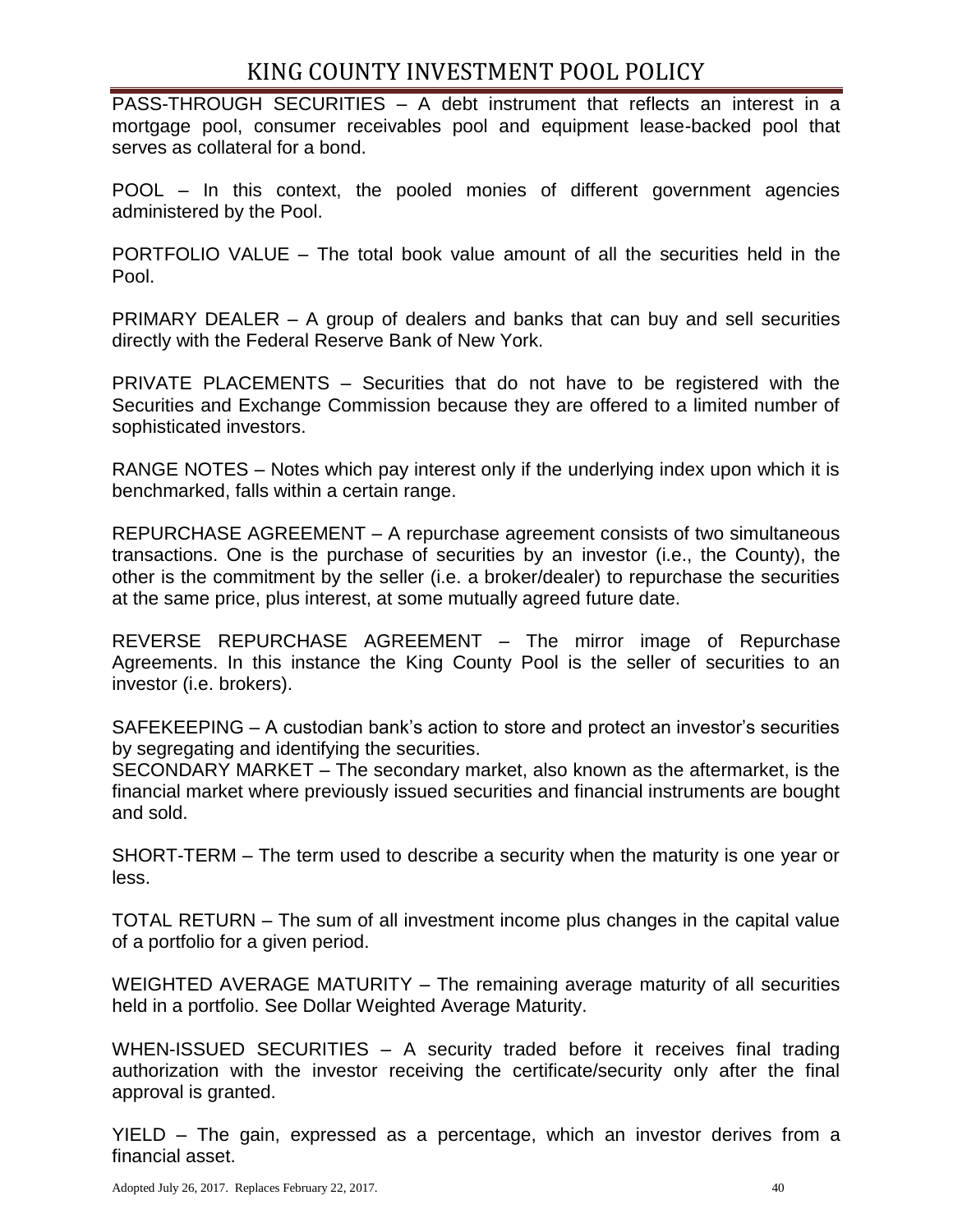PASS-THROUGH SECURITIES – A debt instrument that reflects an interest in a mortgage pool, consumer receivables pool and equipment lease-backed pool that serves as collateral for a bond.

POOL – In this context, the pooled monies of different government agencies administered by the Pool.

PORTFOLIO VALUE – The total book value amount of all the securities held in the Pool.

PRIMARY DEALER – A group of dealers and banks that can buy and sell securities directly with the Federal Reserve Bank of New York.

PRIVATE PLACEMENTS – Securities that do not have to be registered with the Securities and Exchange Commission because they are offered to a limited number of sophisticated investors.

RANGE NOTES – Notes which pay interest only if the underlying index upon which it is benchmarked, falls within a certain range.

REPURCHASE AGREEMENT – A repurchase agreement consists of two simultaneous transactions. One is the purchase of securities by an investor (i.e., the County), the other is the commitment by the seller (i.e. a broker/dealer) to repurchase the securities at the same price, plus interest, at some mutually agreed future date.

REVERSE REPURCHASE AGREEMENT – The mirror image of Repurchase Agreements. In this instance the King County Pool is the seller of securities to an investor (i.e. brokers).

SAFEKEEPING – A custodian bank's action to store and protect an investor's securities by segregating and identifying the securities.

SECONDARY MARKET – The secondary market, also known as the aftermarket, is the financial market where previously issued securities and financial instruments are bought and sold.

SHORT-TERM – The term used to describe a security when the maturity is one year or less.

TOTAL RETURN – The sum of all investment income plus changes in the capital value of a portfolio for a given period.

WEIGHTED AVERAGE MATURITY – The remaining average maturity of all securities held in a portfolio. See Dollar Weighted Average Maturity.

WHEN-ISSUED SECURITIES – A security traded before it receives final trading authorization with the investor receiving the certificate/security only after the final approval is granted.

YIELD – The gain, expressed as a percentage, which an investor derives from a financial asset.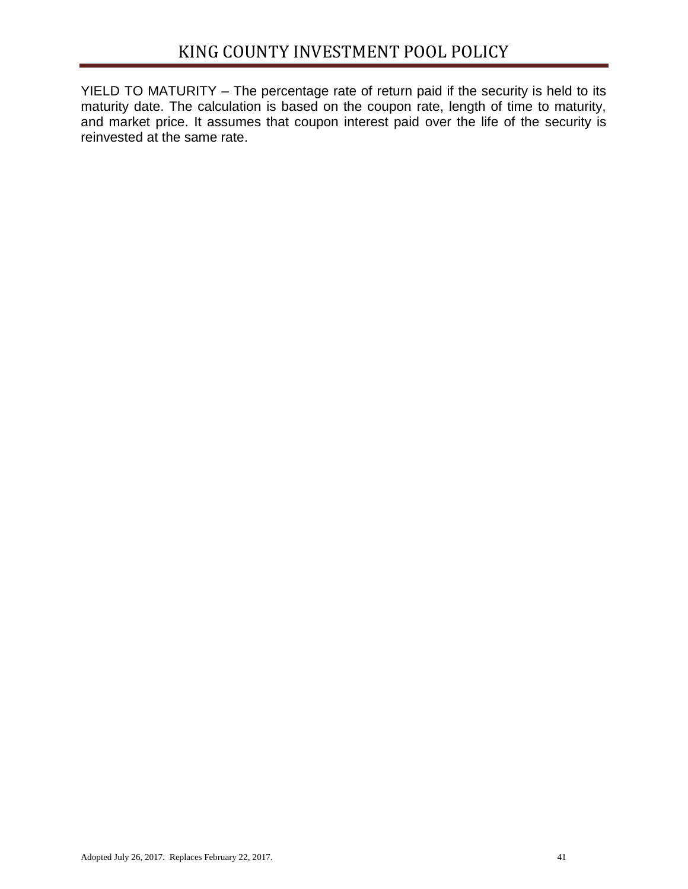YIELD TO MATURITY – The percentage rate of return paid if the security is held to its maturity date. The calculation is based on the coupon rate, length of time to maturity, and market price. It assumes that coupon interest paid over the life of the security is reinvested at the same rate.